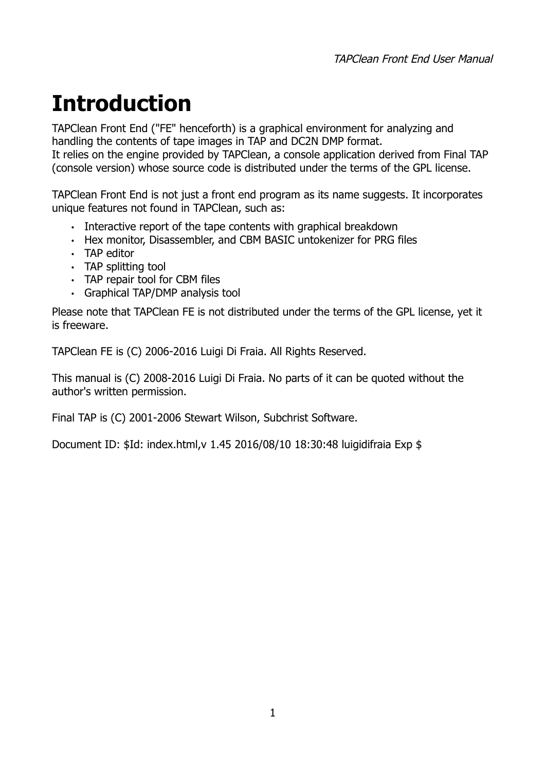# Introduction

TAPClean Front End ("FE" henceforth) is a graphical environment for analyzing and handling the contents of tape images in TAP and DC2N DMP format.
It relies on the engine provided by TAPClean, a console application derived from Final TAP (console version) whose source code is distributed under the terms of the GPL license.

TAPClean Front End is not just a front end program as its name suggests. It incorporates unique features not found in TAPClean, such as:

- Interactive report of the tape contents with graphical breakdown
- Hex monitor, Disassembler, and CBM BASIC untokenizer for PRG files
- TAP editor
- TAP splitting tool
- TAP repair tool for CBM files
- Graphical TAP/DMP analysis tool

Please note that TAPClean FE is not distributed under the terms of the GPL license, yet it is freeware.

TAPClean FE is (C) 2006-2016 Luigi Di Fraia. All Rights Reserved.

This manual is (C) 2008-2016 Luigi Di Fraia. No parts of it can be quoted without the author's written permission.

Final TAP is (C) 2001-2006 Stewart Wilson, Subchrist Software.

Document ID: $Id: index.html,v 1.45 2016/08/10 18:30:48 luigidifraia Exp $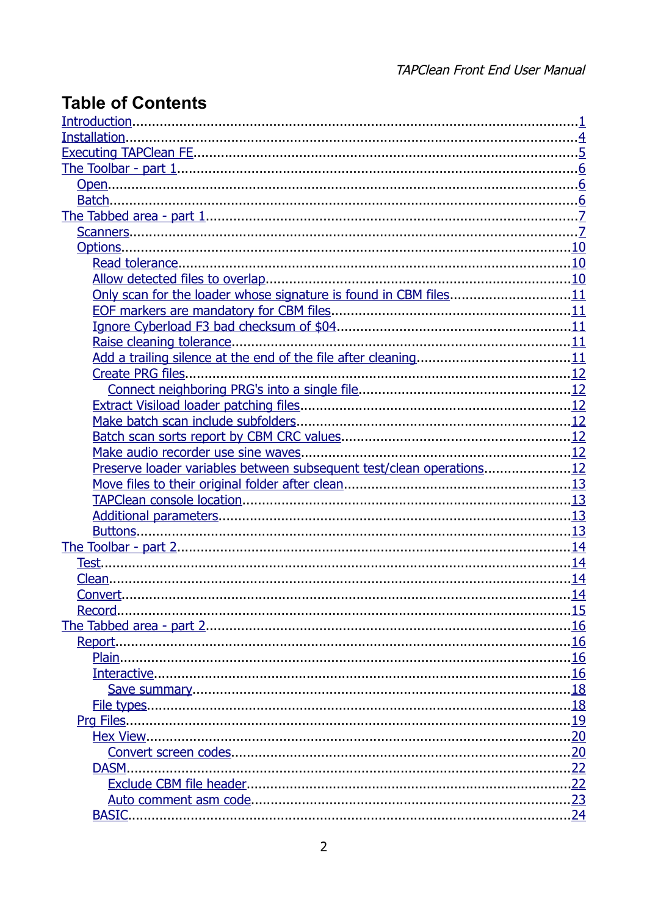# Table of Contents

- Introduction....1
- Installation....4
- Executing TAPClean FE....5
- The Toolbar - part 1....6
  - Open....6
  - Batch....6
- The Tabbed area - part 1....7
  - Scanners....7
  - Options....10
    - Read tolerance....10
    - Allow detected files to overlap....10
    - Only scan for the loader whose signature is found in CBM files....11
    - EOF markers are mandatory for CBM files....11
    - Ignore Cyberload F3 bad checksum of $04....11
    - Raise cleaning tolerance....11
    - Add a trailing silence at the end of the file after cleaning....11
    - Create PRG files....12
      - Connect neighboring PRG's into a single file....12
    - Extract Visiload loader patching files....12
    - Make batch scan include subfolders....12
    - Batch scan sorts report by CBM CRC values....12
    - Make audio recorder use sine waves....12
    - Preserve loader variables between subsequent test/clean operations....12
    - Move files to their original folder after clean....13
    - TAPClean console location....13
    - Additional parameters....13
    - Buttons....13
- The Toolbar - part 2....14
  - Test....14
  - Clean....14
  - Convert....14
  - Record....15
- The Tabbed area - part 2....16
  - Report....16
    - Plain....16
    - Interactive....16
      - Save summary....18
    - File types....18
  - Prg Files....19
    - Hex View....20
      - Convert screen codes....20
    - DASM....22
      - Exclude CBM file header....22
      - Auto comment asm code....23
    - BASIC....24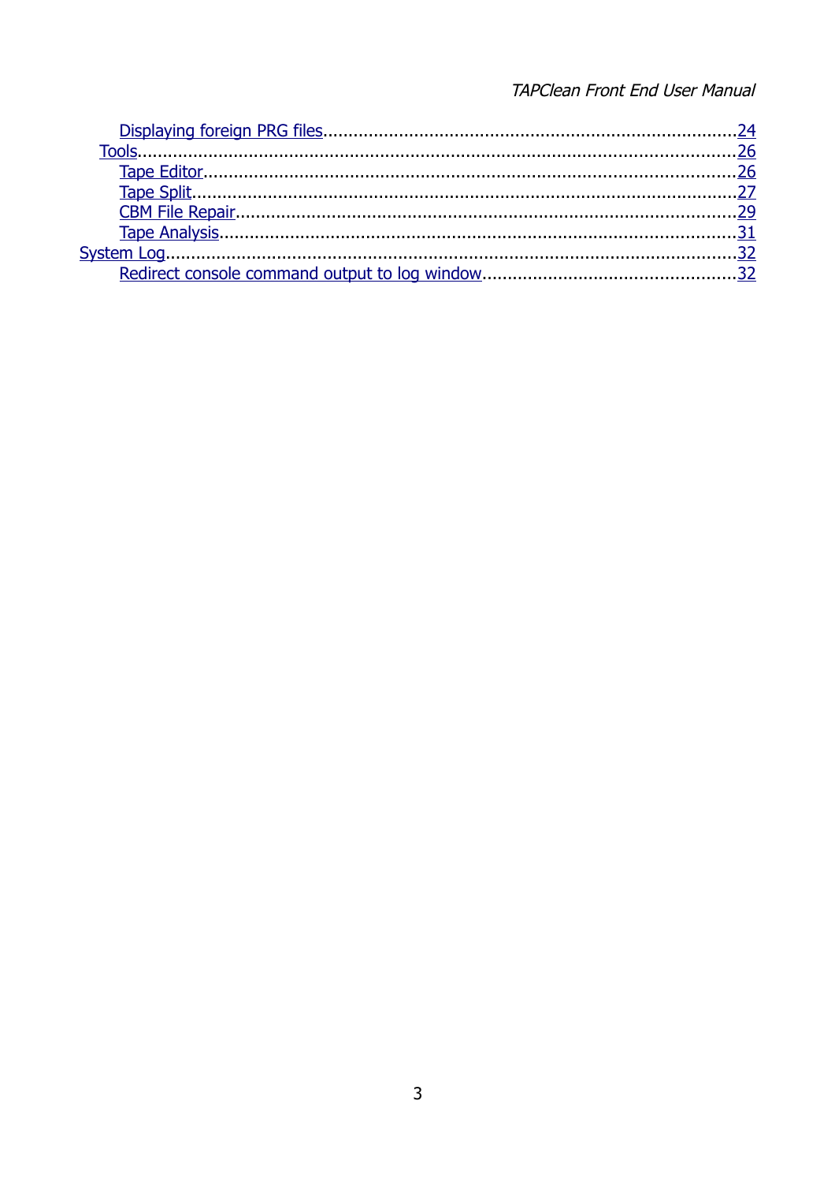- Displaying foreign PRG files.....24
- Tools.....26
  - Tape Editor.....26
  - Tape Split.....27
  - CBM File Repair.....29
  - Tape Analysis.....31
- System Log.....32
  - Redirect console command output to log window.....32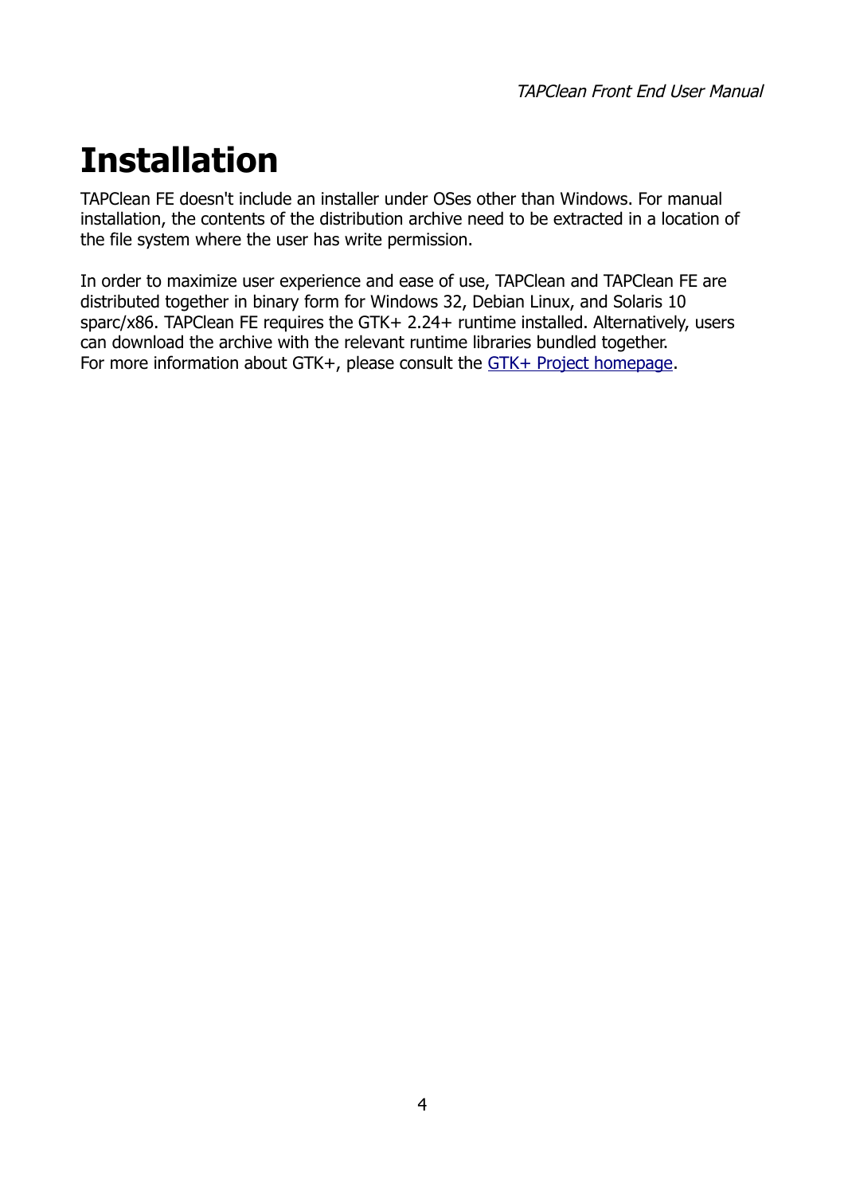# Installation

TAPClean FE doesn't include an installer under OSes other than Windows. For manual installation, the contents of the distribution archive need to be extracted in a location of the file system where the user has write permission.

In order to maximize user experience and ease of use, TAPClean and TAPClean FE are distributed together in binary form for Windows 32, Debian Linux, and Solaris 10 sparc/x86. TAPClean FE requires the GTK+ 2.24+ runtime installed. Alternatively, users can download the archive with the relevant runtime libraries bundled together.
For more information about GTK+, please consult the GTK+ Project homepage.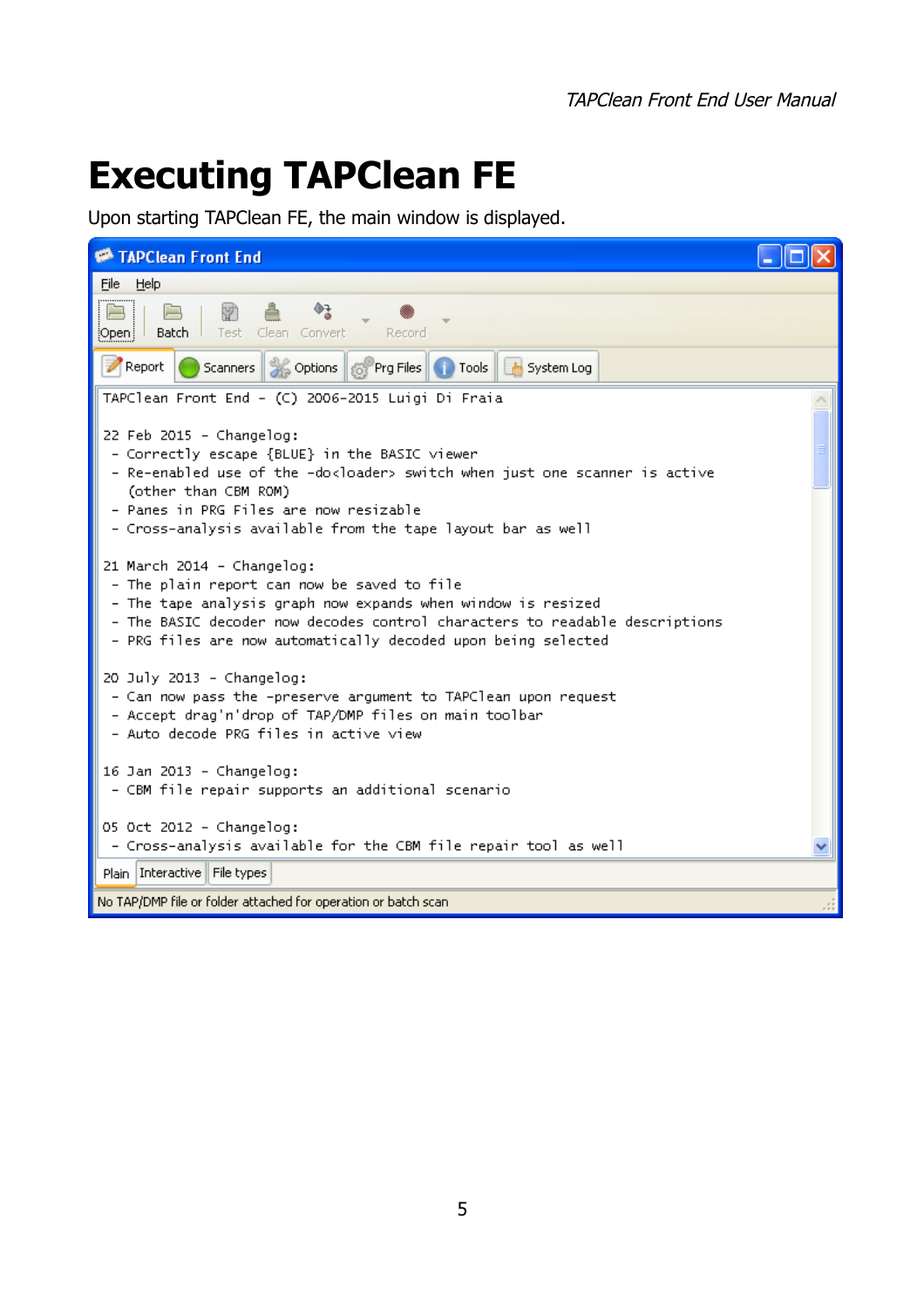# Executing TAPClean FE

Upon starting TAPClean FE, the main window is displayed.

TAPClean Front End

File Help

Open | Batch | Test | Clean | Convert | Record

Report | Scanners | Options | Prg Files | Tools | System Log

```
TAPClean Front End - (C) 2006-2015 Luigi Di Fraia

22 Feb 2015 - Changelog:
 - Correctly escape {BLUE} in the BASIC viewer
 - Re-enabled use of the -do<loader> switch when just one scanner is active
   (other than CBM ROM)
 - Panes in PRG Files are now resizable
 - Cross-analysis available from the tape layout bar as well

21 March 2014 - Changelog:
 - The plain report can now be saved to file
 - The tape analysis graph now expands when window is resized
 - The BASIC decoder now decodes control characters to readable descriptions
 - PRG files are now automatically decoded upon being selected

20 July 2013 - Changelog:
 - Can now pass the -preserve argument to TAPClean upon request
 - Accept drag'n'drop of TAP/DMP files on main toolbar
 - Auto decode PRG files in active view

16 Jan 2013 - Changelog:
 - CBM file repair supports an additional scenario

05 Oct 2012 - Changelog:
 - Cross-analysis available for the CBM file repair tool as well
```

Plain | Interactive | File types

No TAP/DMP file or folder attached for operation or batch scan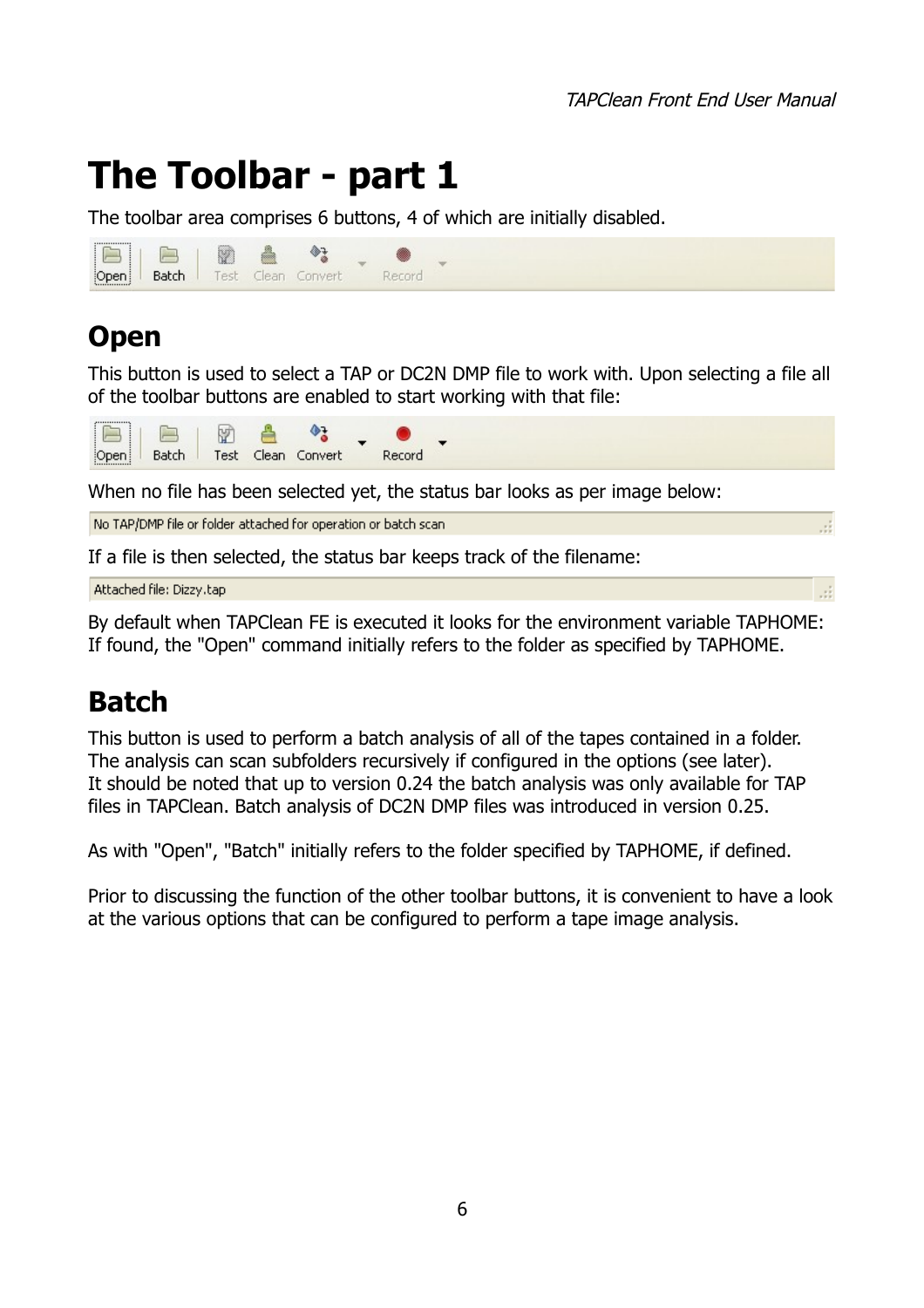# The Toolbar - part 1

The toolbar area comprises 6 buttons, 4 of which are initially disabled.

## Open

This button is used to select a TAP or DC2N DMP file to work with. Upon selecting a file all of the toolbar buttons are enabled to start working with that file:

When no file has been selected yet, the status bar looks as per image below:

If a file is then selected, the status bar keeps track of the filename:

By default when TAPClean FE is executed it looks for the environment variable TAPHOME: If found, the "Open" command initially refers to the folder as specified by TAPHOME.

## Batch

This button is used to perform a batch analysis of all of the tapes contained in a folder. The analysis can scan subfolders recursively if configured in the options (see later). It should be noted that up to version 0.24 the batch analysis was only available for TAP files in TAPClean. Batch analysis of DC2N DMP files was introduced in version 0.25.

As with "Open", "Batch" initially refers to the folder specified by TAPHOME, if defined.

Prior to discussing the function of the other toolbar buttons, it is convenient to have a look at the various options that can be configured to perform a tape image analysis.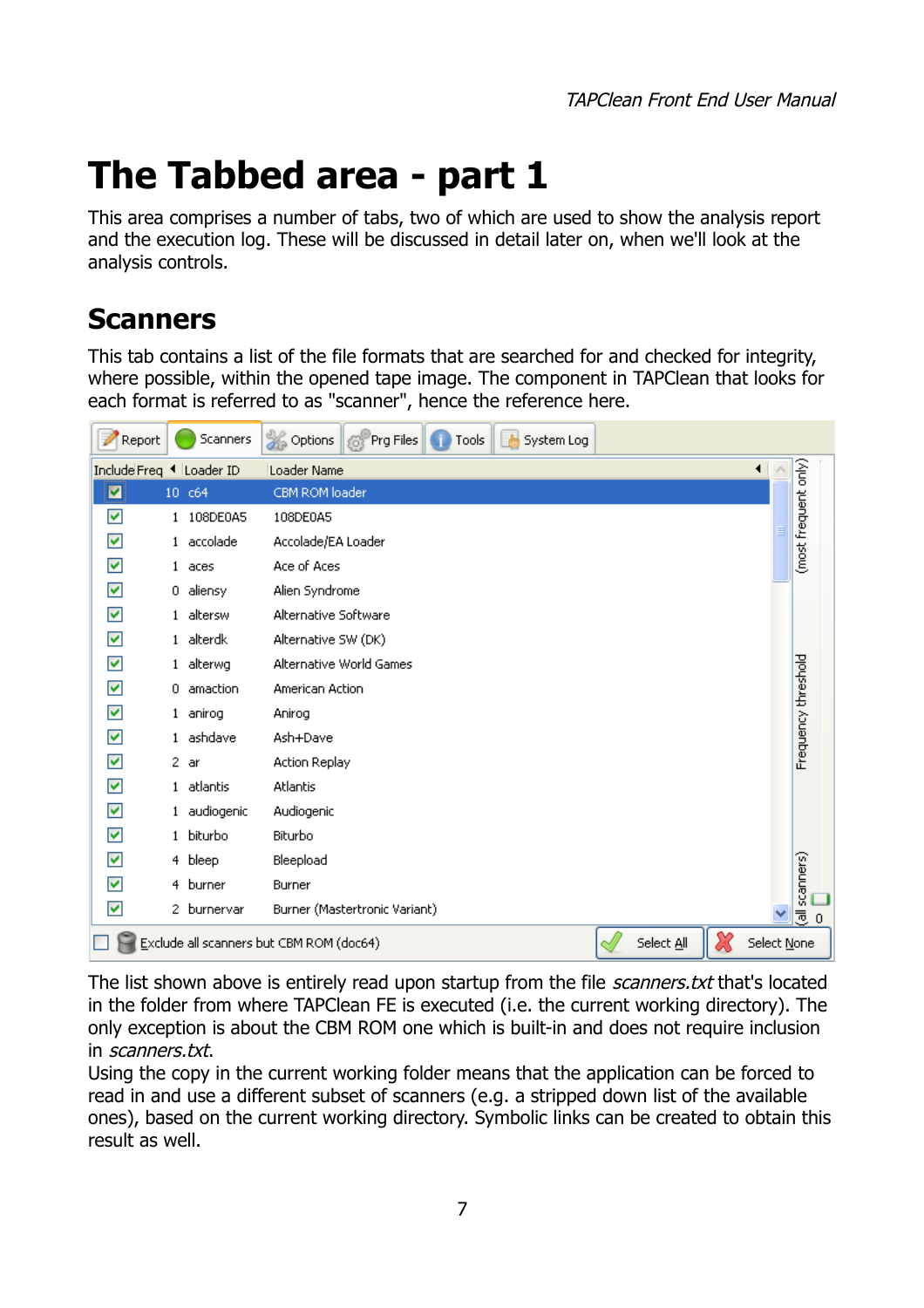# The Tabbed area - part 1

This area comprises a number of tabs, two of which are used to show the analysis report and the execution log. These will be discussed in detail later on, when we'll look at the analysis controls.

## Scanners

This tab contains a list of the file formats that are searched for and checked for integrity, where possible, within the opened tape image. The component in TAPClean that looks for each format is referred to as "scanner", hence the reference here.

Report | Scanners | Options | Prg Files | Tools | System Log

| Include | Freq | Loader ID | Loader Name |
|---|---|---|---|
| ☑ | 10 | c64 | CBM ROM loader |
| ☑ | 1 | 108DE0A5 | 108DE0A5 |
| ☑ | 1 | accolade | Accolade/EA Loader |
| ☑ | 1 | aces | Ace of Aces |
| ☑ | 0 | aliensy | Alien Syndrome |
| ☑ | 1 | altersw | Alternative Software |
| ☑ | 1 | alterdk | Alternative SW (DK) |
| ☑ | 1 | alterwg | Alternative World Games |
| ☑ | 0 | amaction | American Action |
| ☑ | 1 | anirog | Anirog |
| ☑ | 1 | ashdave | Ash+Dave |
| ☑ | 2 | ar | Action Replay |
| ☑ | 1 | atlantis | Atlantis |
| ☑ | 1 | audiogenic | Audiogenic |
| ☑ | 1 | biturbo | Biturbo |
| ☑ | 4 | bleep | Bleepload |
| ☑ | 4 | burner | Burner |
| ☑ | 2 | burnervar | Burner (Mastertronic Variant) |

Frequency threshold: (most frequent only) … (all scanners) 0

☐ Exclude all scanners but CBM ROM (doc64) | Select All | Select None

The list shown above is entirely read upon startup from the file *scanners.txt* that's located in the folder from where TAPClean FE is executed (i.e. the current working directory). The only exception is about the CBM ROM one which is built-in and does not require inclusion in *scanners.txt*.
Using the copy in the current working folder means that the application can be forced to read in and use a different subset of scanners (e.g. a stripped down list of the available ones), based on the current working directory. Symbolic links can be created to obtain this result as well.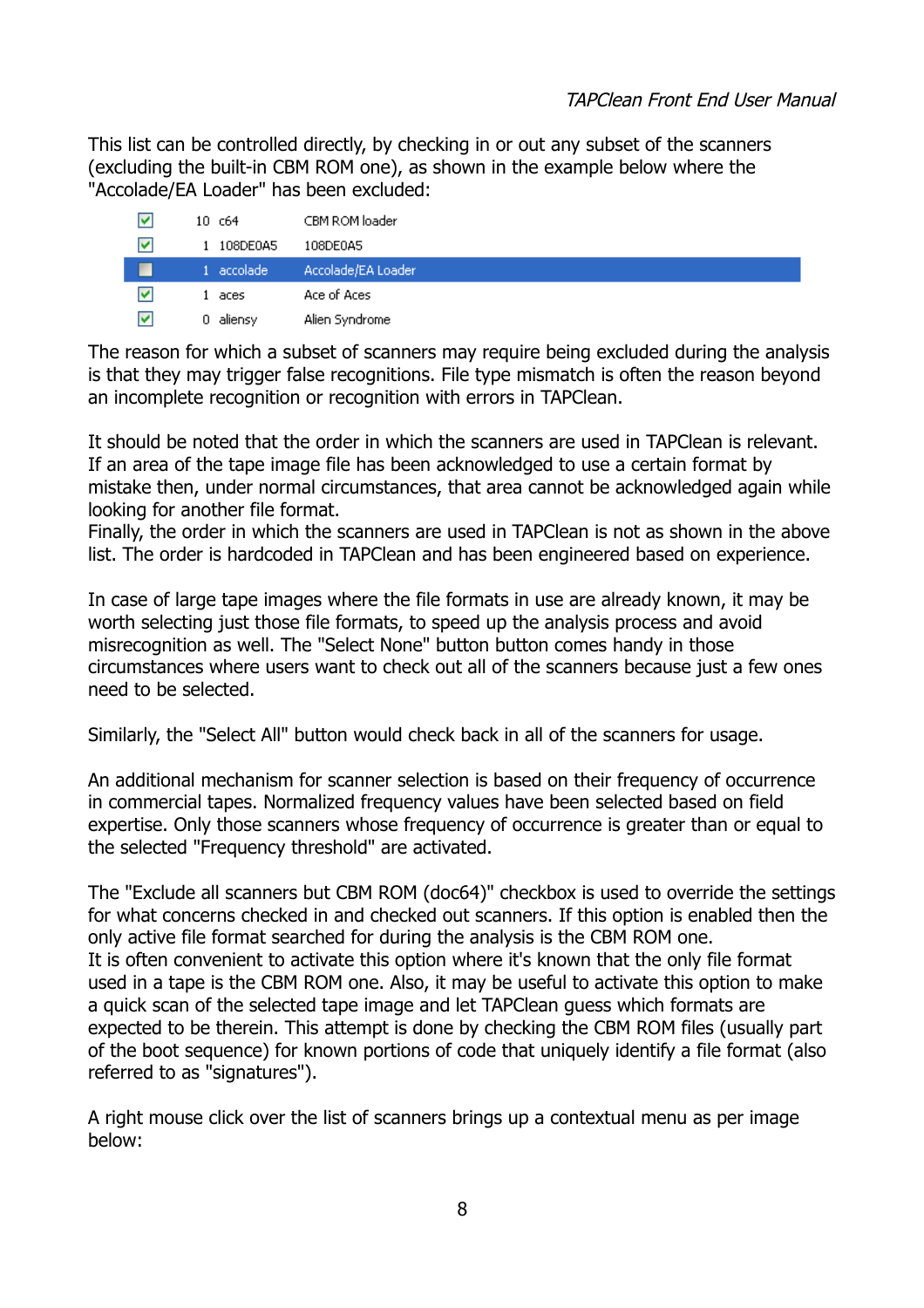This list can be controlled directly, by checking in or out any subset of the scanners (excluding the built-in CBM ROM one), as shown in the example below where the "Accolade/EA Loader" has been excluded:

| | | | |
|---|---|---|---|
| ☑ | 10 | c64 | CBM ROM loader |
| ☑ | 1 | 108DE0A5 | 108DE0A5 |
| ☐ | 1 | accolade | Accolade/EA Loader |
| ☑ | 1 | aces | Ace of Aces |
| ☑ | 0 | aliensy | Alien Syndrome |

The reason for which a subset of scanners may require being excluded during the analysis is that they may trigger false recognitions. File type mismatch is often the reason beyond an incomplete recognition or recognition with errors in TAPClean.

It should be noted that the order in which the scanners are used in TAPClean is relevant. If an area of the tape image file has been acknowledged to use a certain format by mistake then, under normal circumstances, that area cannot be acknowledged again while looking for another file format.
Finally, the order in which the scanners are used in TAPClean is not as shown in the above list. The order is hardcoded in TAPClean and has been engineered based on experience.

In case of large tape images where the file formats in use are already known, it may be worth selecting just those file formats, to speed up the analysis process and avoid misrecognition as well. The "Select None" button button comes handy in those circumstances where users want to check out all of the scanners because just a few ones need to be selected.

Similarly, the "Select All" button would check back in all of the scanners for usage.

An additional mechanism for scanner selection is based on their frequency of occurrence in commercial tapes. Normalized frequency values have been selected based on field expertise. Only those scanners whose frequency of occurrence is greater than or equal to the selected "Frequency threshold" are activated.

The "Exclude all scanners but CBM ROM (doc64)" checkbox is used to override the settings for what concerns checked in and checked out scanners. If this option is enabled then the only active file format searched for during the analysis is the CBM ROM one.
It is often convenient to activate this option where it's known that the only file format used in a tape is the CBM ROM one. Also, it may be useful to activate this option to make a quick scan of the selected tape image and let TAPClean guess which formats are expected to be therein. This attempt is done by checking the CBM ROM files (usually part of the boot sequence) for known portions of code that uniquely identify a file format (also referred to as "signatures").

A right mouse click over the list of scanners brings up a contextual menu as per image below: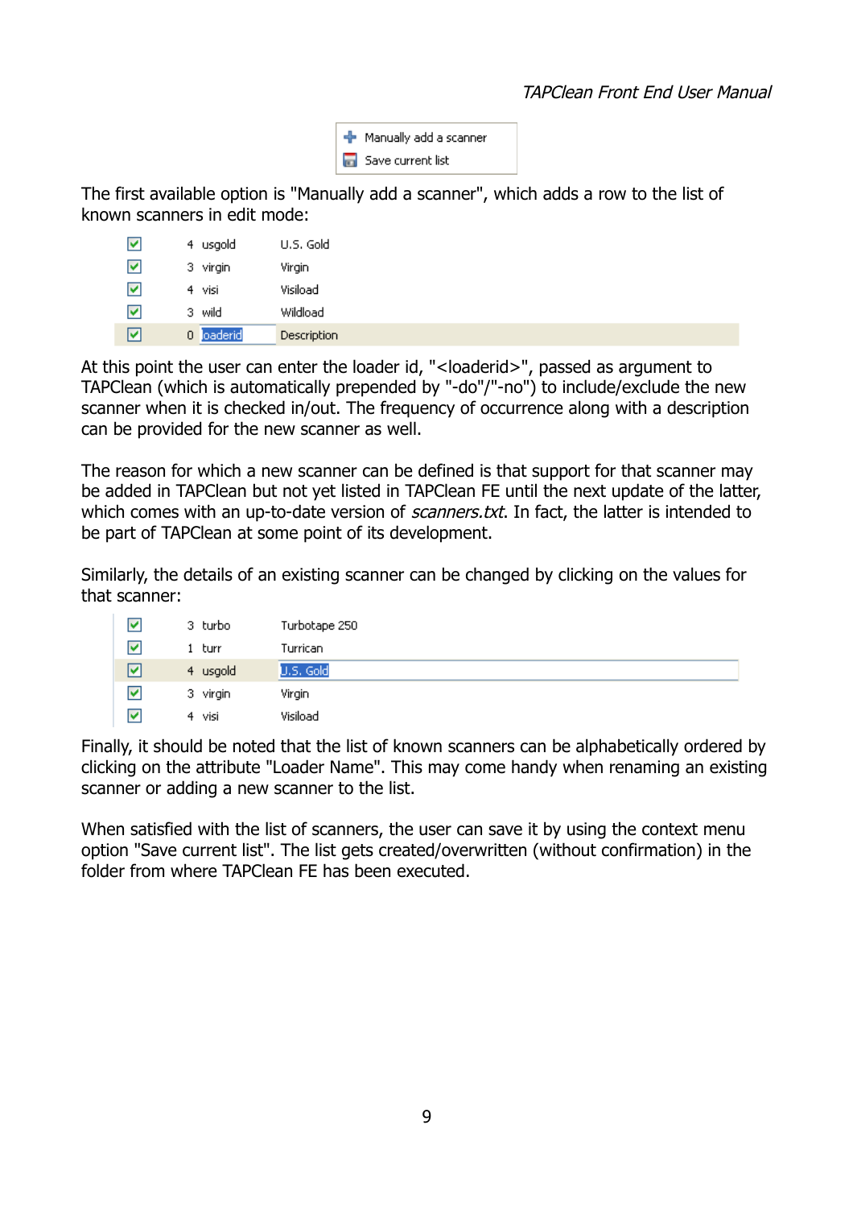The first available option is "Manually add a scanner", which adds a row to the list of known scanners in edit mode:

At this point the user can enter the loader id, "<loaderid>", passed as argument to TAPClean (which is automatically prepended by "-do"/"-no") to include/exclude the new scanner when it is checked in/out. The frequency of occurrence along with a description can be provided for the new scanner as well.

The reason for which a new scanner can be defined is that support for that scanner may be added in TAPClean but not yet listed in TAPClean FE until the next update of the latter, which comes with an up-to-date version of *scanners.txt*. In fact, the latter is intended to be part of TAPClean at some point of its development.

Similarly, the details of an existing scanner can be changed by clicking on the values for that scanner:

Finally, it should be noted that the list of known scanners can be alphabetically ordered by clicking on the attribute "Loader Name". This may come handy when renaming an existing scanner or adding a new scanner to the list.

When satisfied with the list of scanners, the user can save it by using the context menu option "Save current list". The list gets created/overwritten (without confirmation) in the folder from where TAPClean FE has been executed.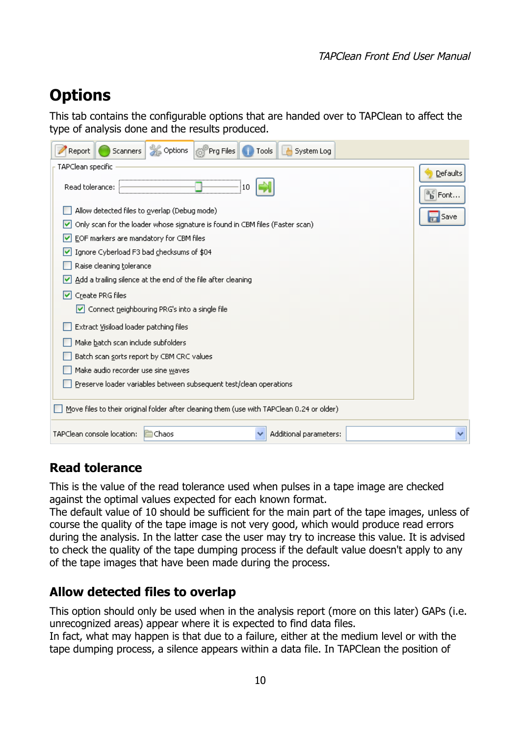# Options

This tab contains the configurable options that are handed over to TAPClean to affect the type of analysis done and the results produced.

## Read tolerance

This is the value of the read tolerance used when pulses in a tape image are checked against the optimal values expected for each known format.
The default value of 10 should be sufficient for the main part of the tape images, unless of course the quality of the tape image is not very good, which would produce read errors during the analysis. In the latter case the user may try to increase this value. It is advised to check the quality of the tape dumping process if the default value doesn't apply to any of the tape images that have been made during the process.

## Allow detected files to overlap

This option should only be used when in the analysis report (more on this later) GAPs (i.e. unrecognized areas) appear where it is expected to find data files.
In fact, what may happen is that due to a failure, either at the medium level or with the tape dumping process, a silence appears within a data file. In TAPClean the position of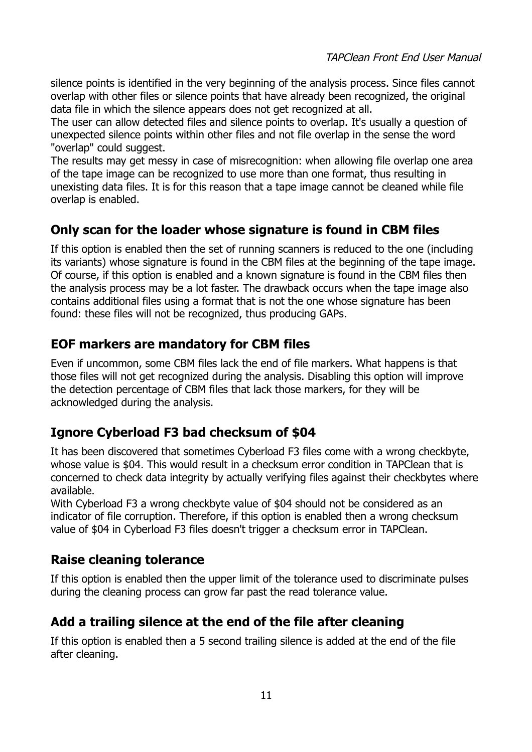silence points is identified in the very beginning of the analysis process. Since files cannot overlap with other files or silence points that have already been recognized, the original data file in which the silence appears does not get recognized at all.
The user can allow detected files and silence points to overlap. It's usually a question of unexpected silence points within other files and not file overlap in the sense the word "overlap" could suggest.
The results may get messy in case of misrecognition: when allowing file overlap one area of the tape image can be recognized to use more than one format, thus resulting in unexisting data files. It is for this reason that a tape image cannot be cleaned while file overlap is enabled.

## Only scan for the loader whose signature is found in CBM files

If this option is enabled then the set of running scanners is reduced to the one (including its variants) whose signature is found in the CBM files at the beginning of the tape image. Of course, if this option is enabled and a known signature is found in the CBM files then the analysis process may be a lot faster. The drawback occurs when the tape image also contains additional files using a format that is not the one whose signature has been found: these files will not be recognized, thus producing GAPs.

## EOF markers are mandatory for CBM files

Even if uncommon, some CBM files lack the end of file markers. What happens is that those files will not get recognized during the analysis. Disabling this option will improve the detection percentage of CBM files that lack those markers, for they will be acknowledged during the analysis.

## Ignore Cyberload F3 bad checksum of $04

It has been discovered that sometimes Cyberload F3 files come with a wrong checkbyte, whose value is $04. This would result in a checksum error condition in TAPClean that is concerned to check data integrity by actually verifying files against their checkbytes where available.
With Cyberload F3 a wrong checkbyte value of $04 should not be considered as an indicator of file corruption. Therefore, if this option is enabled then a wrong checksum value of $04 in Cyberload F3 files doesn't trigger a checksum error in TAPClean.

## Raise cleaning tolerance

If this option is enabled then the upper limit of the tolerance used to discriminate pulses during the cleaning process can grow far past the read tolerance value.

## Add a trailing silence at the end of the file after cleaning

If this option is enabled then a 5 second trailing silence is added at the end of the file after cleaning.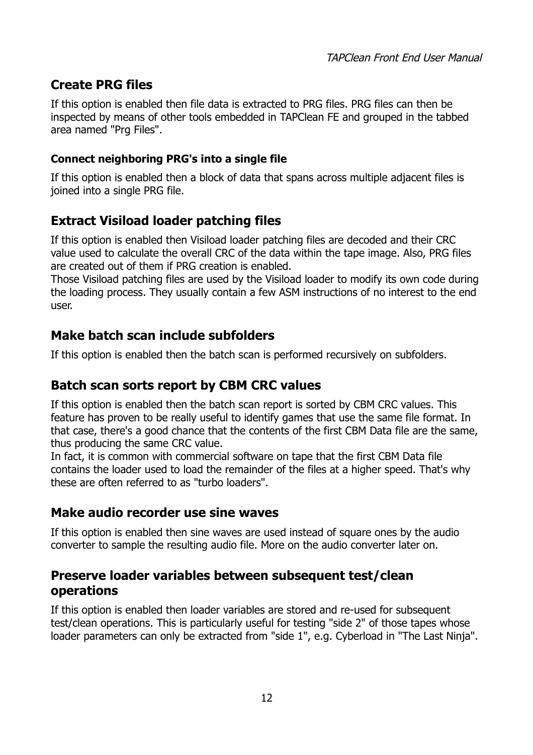## Create PRG files

If this option is enabled then file data is extracted to PRG files. PRG files can then be inspected by means of other tools embedded in TAPClean FE and grouped in the tabbed area named "Prg Files".

### Connect neighboring PRG's into a single file

If this option is enabled then a block of data that spans across multiple adjacent files is joined into a single PRG file.

## Extract Visiload loader patching files

If this option is enabled then Visiload loader patching files are decoded and their CRC value used to calculate the overall CRC of the data within the tape image. Also, PRG files are created out of them if PRG creation is enabled.
Those Visiload patching files are used by the Visiload loader to modify its own code during the loading process. They usually contain a few ASM instructions of no interest to the end user.

## Make batch scan include subfolders

If this option is enabled then the batch scan is performed recursively on subfolders.

## Batch scan sorts report by CBM CRC values

If this option is enabled then the batch scan report is sorted by CBM CRC values. This feature has proven to be really useful to identify games that use the same file format. In that case, there's a good chance that the contents of the first CBM Data file are the same, thus producing the same CRC value.
In fact, it is common with commercial software on tape that the first CBM Data file contains the loader used to load the remainder of the files at a higher speed. That's why these are often referred to as "turbo loaders".

## Make audio recorder use sine waves

If this option is enabled then sine waves are used instead of square ones by the audio converter to sample the resulting audio file. More on the audio converter later on.

## Preserve loader variables between subsequent test/clean operations

If this option is enabled then loader variables are stored and re-used for subsequent test/clean operations. This is particularly useful for testing "side 2" of those tapes whose loader parameters can only be extracted from "side 1", e.g. Cyberload in "The Last Ninja".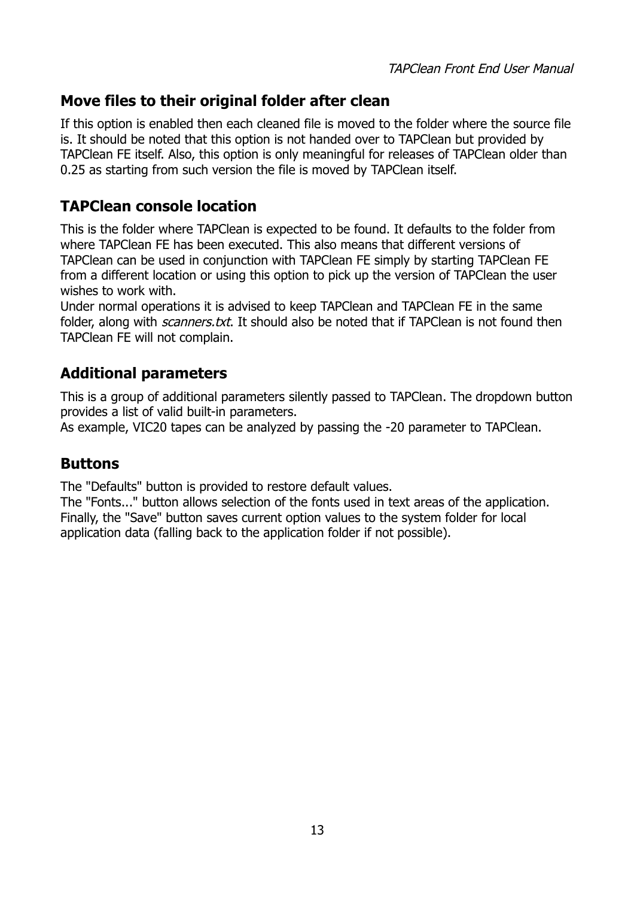## Move files to their original folder after clean

If this option is enabled then each cleaned file is moved to the folder where the source file is. It should be noted that this option is not handed over to TAPClean but provided by TAPClean FE itself. Also, this option is only meaningful for releases of TAPClean older than 0.25 as starting from such version the file is moved by TAPClean itself.

## TAPClean console location

This is the folder where TAPClean is expected to be found. It defaults to the folder from where TAPClean FE has been executed. This also means that different versions of TAPClean can be used in conjunction with TAPClean FE simply by starting TAPClean FE from a different location or using this option to pick up the version of TAPClean the user wishes to work with.
Under normal operations it is advised to keep TAPClean and TAPClean FE in the same folder, along with *scanners.txt*. It should also be noted that if TAPClean is not found then TAPClean FE will not complain.

## Additional parameters

This is a group of additional parameters silently passed to TAPClean. The dropdown button provides a list of valid built-in parameters.
As example, VIC20 tapes can be analyzed by passing the -20 parameter to TAPClean.

## Buttons

The "Defaults" button is provided to restore default values.
The "Fonts..." button allows selection of the fonts used in text areas of the application.
Finally, the "Save" button saves current option values to the system folder for local application data (falling back to the application folder if not possible).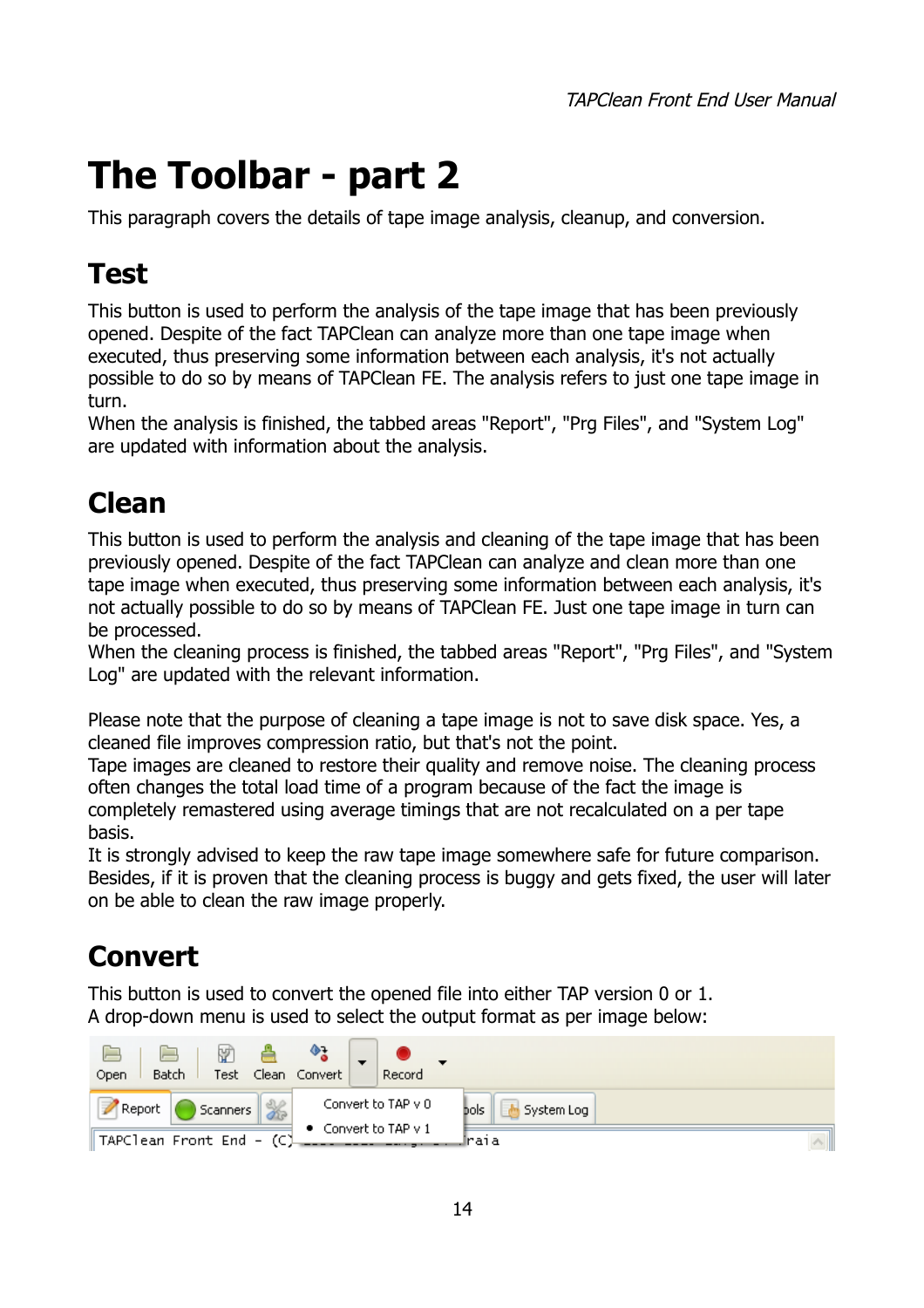# The Toolbar - part 2

This paragraph covers the details of tape image analysis, cleanup, and conversion.

## Test

This button is used to perform the analysis of the tape image that has been previously opened. Despite of the fact TAPClean can analyze more than one tape image when executed, thus preserving some information between each analysis, it's not actually possible to do so by means of TAPClean FE. The analysis refers to just one tape image in turn.
When the analysis is finished, the tabbed areas "Report", "Prg Files", and "System Log" are updated with information about the analysis.

## Clean

This button is used to perform the analysis and cleaning of the tape image that has been previously opened. Despite of the fact TAPClean can analyze and clean more than one tape image when executed, thus preserving some information between each analysis, it's not actually possible to do so by means of TAPClean FE. Just one tape image in turn can be processed.
When the cleaning process is finished, the tabbed areas "Report", "Prg Files", and "System Log" are updated with the relevant information.

Please note that the purpose of cleaning a tape image is not to save disk space. Yes, a cleaned file improves compression ratio, but that's not the point.
Tape images are cleaned to restore their quality and remove noise. The cleaning process often changes the total load time of a program because of the fact the image is completely remastered using average timings that are not recalculated on a per tape basis.
It is strongly advised to keep the raw tape image somewhere safe for future comparison. Besides, if it is proven that the cleaning process is buggy and gets fixed, the user will later on be able to clean the raw image properly.

## Convert

This button is used to convert the opened file into either TAP version 0 or 1.
A drop-down menu is used to select the output format as per image below: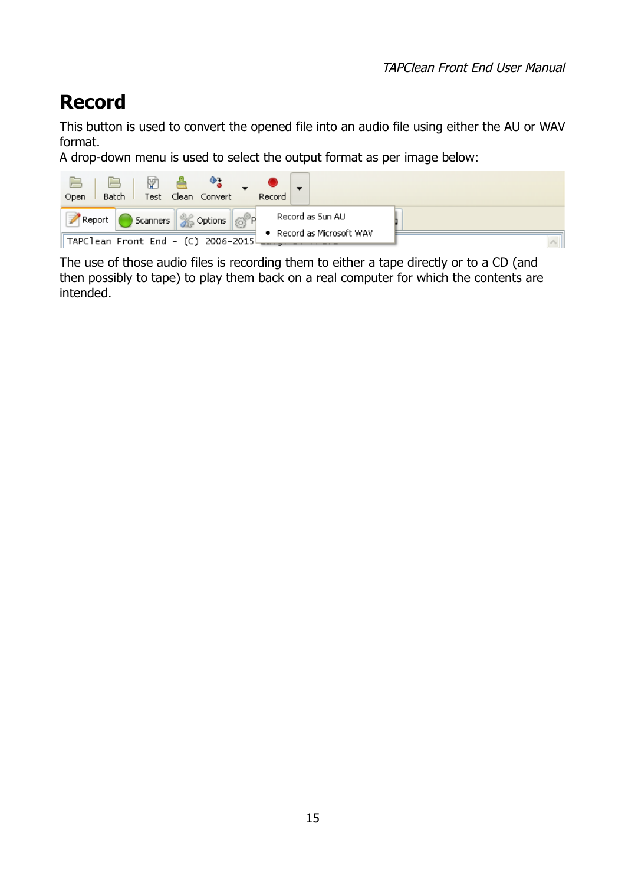# Record

This button is used to convert the opened file into an audio file using either the AU or WAV format.
A drop-down menu is used to select the output format as per image below:

The use of those audio files is recording them to either a tape directly or to a CD (and then possibly to tape) to play them back on a real computer for which the contents are intended.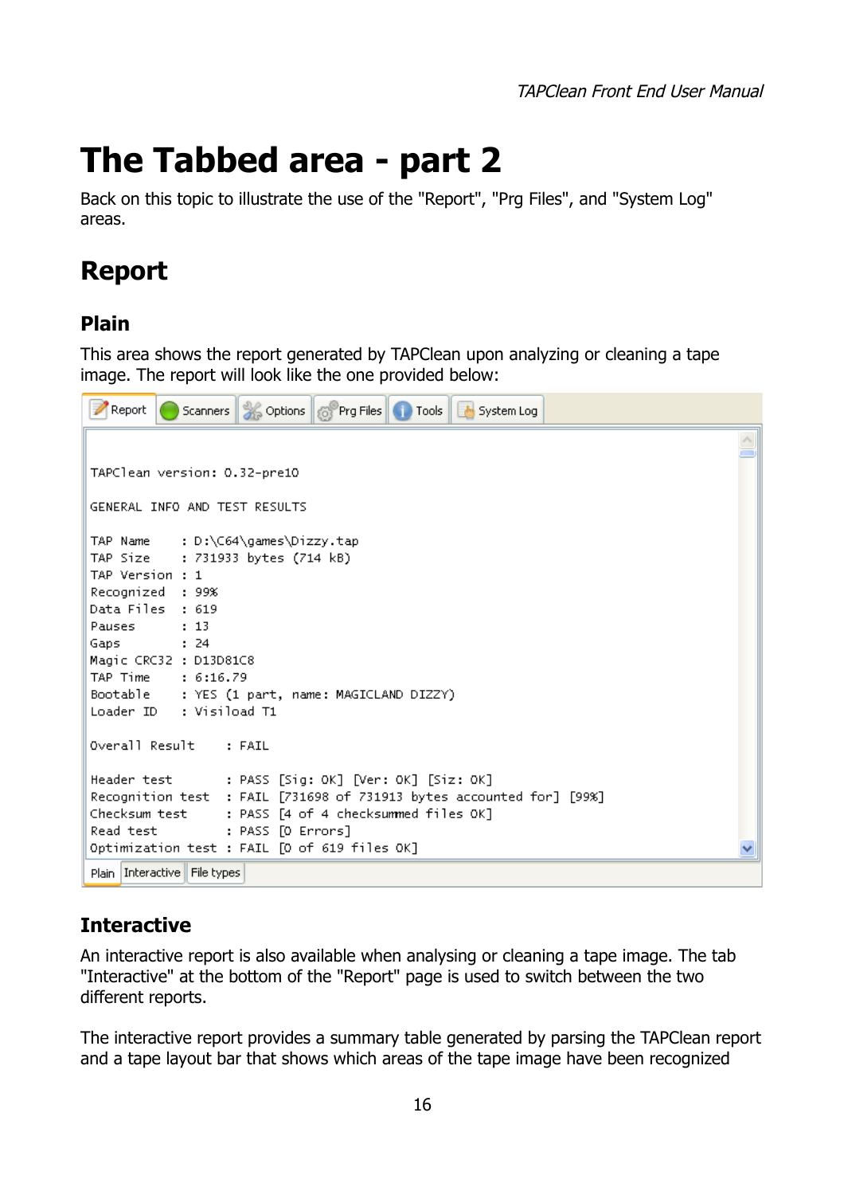# The Tabbed area - part 2

Back on this topic to illustrate the use of the "Report", "Prg Files", and "System Log" areas.

## Report

### Plain

This area shows the report generated by TAPClean upon analyzing or cleaning a tape image. The report will look like the one provided below:

```
Report | Scanners | Options | Prg Files | Tools | System Log

TAPClean version: 0.32-pre10

GENERAL INFO AND TEST RESULTS

TAP Name    : D:\C64\games\Dizzy.tap
TAP Size    : 731933 bytes (714 kB)
TAP Version : 1
Recognized  : 99%
Data Files  : 619
Pauses      : 13
Gaps        : 24
Magic CRC32 : D13D81C8
TAP Time    : 6:16.79
Bootable    : YES (1 part, name: MAGICLAND DIZZY)
Loader ID   : Visiload T1

Overall Result    : FAIL

Header test       : PASS [Sig: OK] [Ver: OK] [Siz: OK]
Recognition test  : FAIL [731698 of 731913 bytes accounted for] [99%]
Checksum test     : PASS [4 of 4 checksummed files OK]
Read test         : PASS [0 Errors]
Optimization test : FAIL [0 of 619 files OK]

Plain | Interactive | File types
```

### Interactive

An interactive report is also available when analysing or cleaning a tape image. The tab "Interactive" at the bottom of the "Report" page is used to switch between the two different reports.

The interactive report provides a summary table generated by parsing the TAPClean report and a tape layout bar that shows which areas of the tape image have been recognized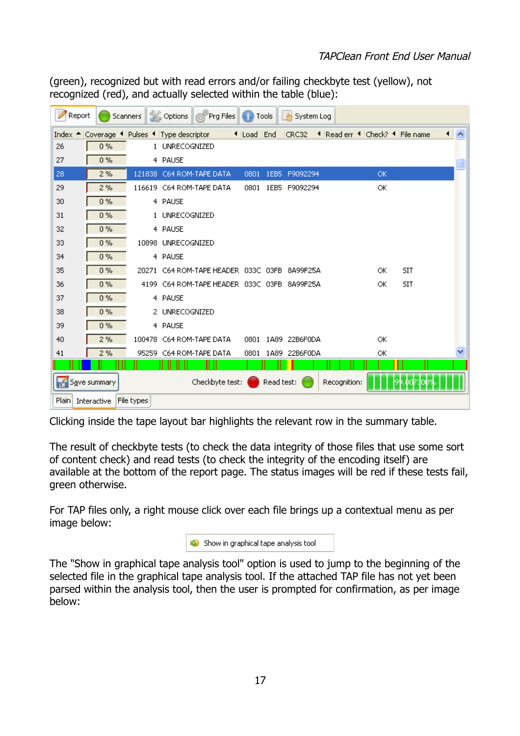(green), recognized but with read errors and/or failing checkbyte test (yellow), not recognized (red), and actually selected within the table (blue):

| Index | Coverage | Pulses | Type descriptor | Load | End | CRC32 | Read err | Check? | File name |
|---|---|---|---|---|---|---|---|---|---|
| 26 | 0 % | 1 | UNRECOGNIZED | | | | | | |
| 27 | 0 % | 4 | PAUSE | | | | | | |
| 28 | 2 % | 121838 | C64 ROM-TAPE DATA | 0801 | 1EB5 | F9092294 | | OK | |
| 29 | 2 % | 116619 | C64 ROM-TAPE DATA | 0801 | 1EB5 | F9092294 | | OK | |
| 30 | 0 % | 4 | PAUSE | | | | | | |
| 31 | 0 % | 1 | UNRECOGNIZED | | | | | | |
| 32 | 0 % | 4 | PAUSE | | | | | | |
| 33 | 0 % | 10898 | UNRECOGNIZED | | | | | | |
| 34 | 0 % | 4 | PAUSE | | | | | | |
| 35 | 0 % | 20271 | C64 ROM-TAPE HEADER | 033C | 03FB | 8A99F25A | | OK | SIT |
| 36 | 0 % | 4199 | C64 ROM-TAPE HEADER | 033C | 03FB | 8A99F25A | | OK | SIT |
| 37 | 0 % | 4 | PAUSE | | | | | | |
| 38 | 0 % | 2 | UNRECOGNIZED | | | | | | |
| 39 | 0 % | 4 | PAUSE | | | | | | |
| 40 | 2 % | 100478 | C64 ROM-TAPE DATA | 0801 | 1A89 | 22B6F0DA | | OK | |
| 41 | 2 % | 95259 | C64 ROM-TAPE DATA | 0801 | 1A89 | 22B6F0DA | | OK | |

Save summary — Checkbyte test: (red) — Read test: (green) — Recognition: 99.007300%

Clicking inside the tape layout bar highlights the relevant row in the summary table.

The result of checkbyte tests (to check the data integrity of those files that use some sort of content check) and read tests (to check the integrity of the encoding itself) are available at the bottom of the report page. The status images will be red if these tests fail, green otherwise.

For TAP files only, a right mouse click over each file brings up a contextual menu as per image below:

Show in graphical tape analysis tool

The "Show in graphical tape analysis tool" option is used to jump to the beginning of the selected file in the graphical tape analysis tool. If the attached TAP file has not yet been parsed within the analysis tool, then the user is prompted for confirmation, as per image below: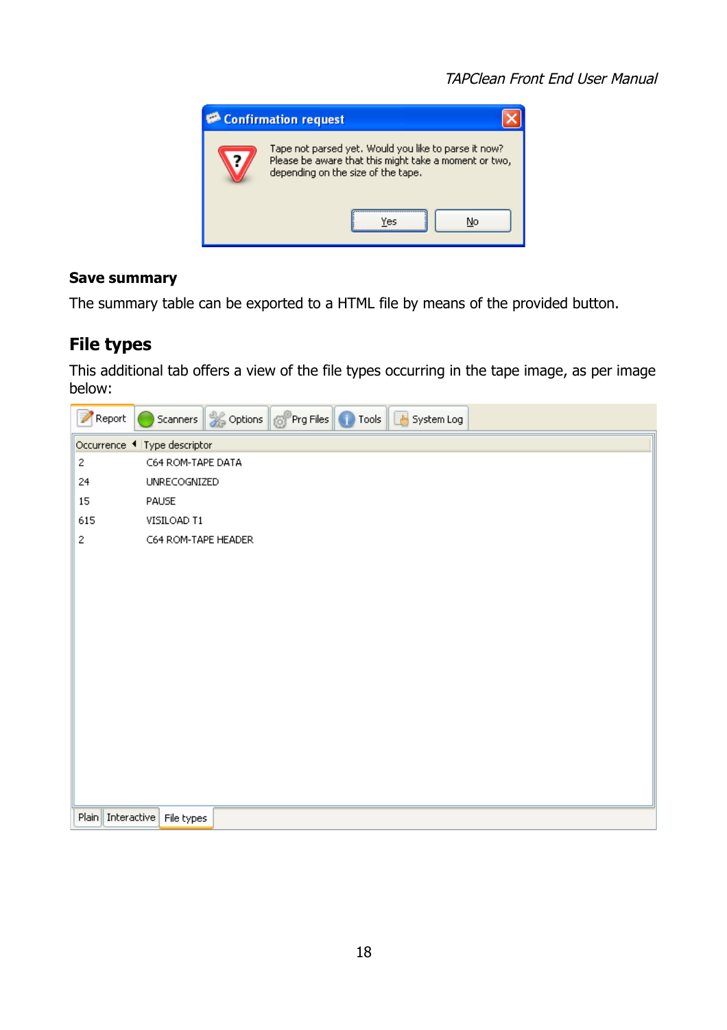## Save summary

The summary table can be exported to a HTML file by means of the provided button.

## File types

This additional tab offers a view of the file types occurring in the tape image, as per image below: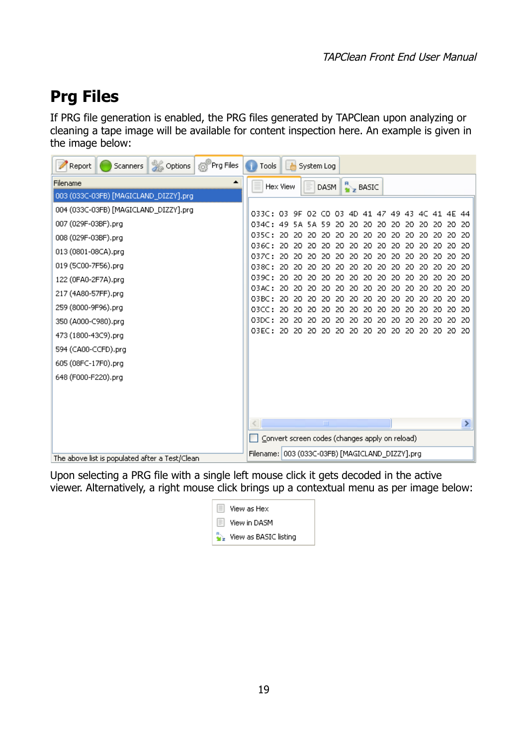# Prg Files

If PRG file generation is enabled, the PRG files generated by TAPClean upon analyzing or cleaning a tape image will be available for content inspection here. An example is given in the image below:

Upon selecting a PRG file with a single left mouse click it gets decoded in the active viewer. Alternatively, a right mouse click brings up a contextual menu as per image below: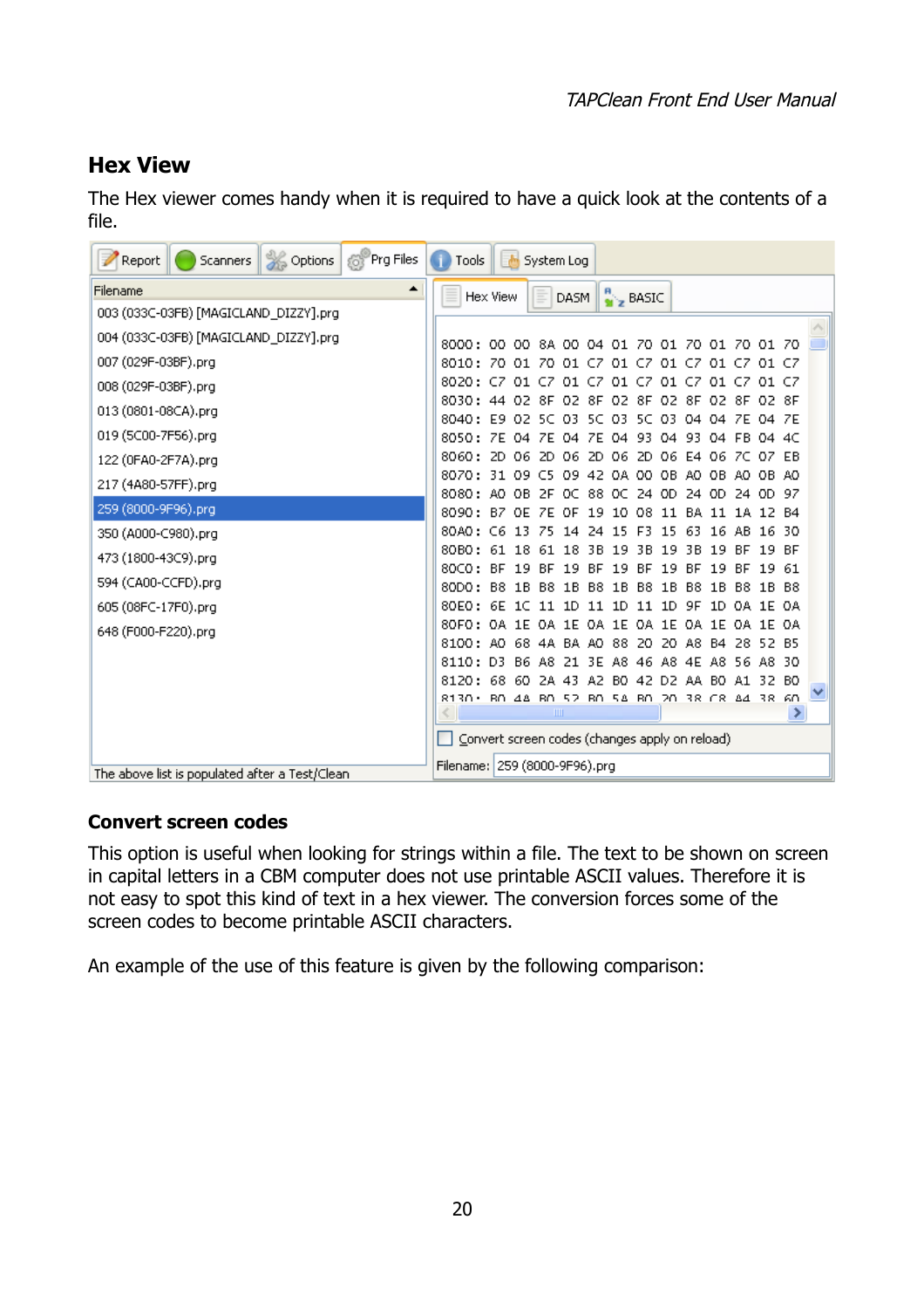## Hex View

The Hex viewer comes handy when it is required to have a quick look at the contents of a file.

## Convert screen codes

This option is useful when looking for strings within a file. The text to be shown on screen in capital letters in a CBM computer does not use printable ASCII values. Therefore it is not easy to spot this kind of text in a hex viewer. The conversion forces some of the screen codes to become printable ASCII characters.

An example of the use of this feature is given by the following comparison: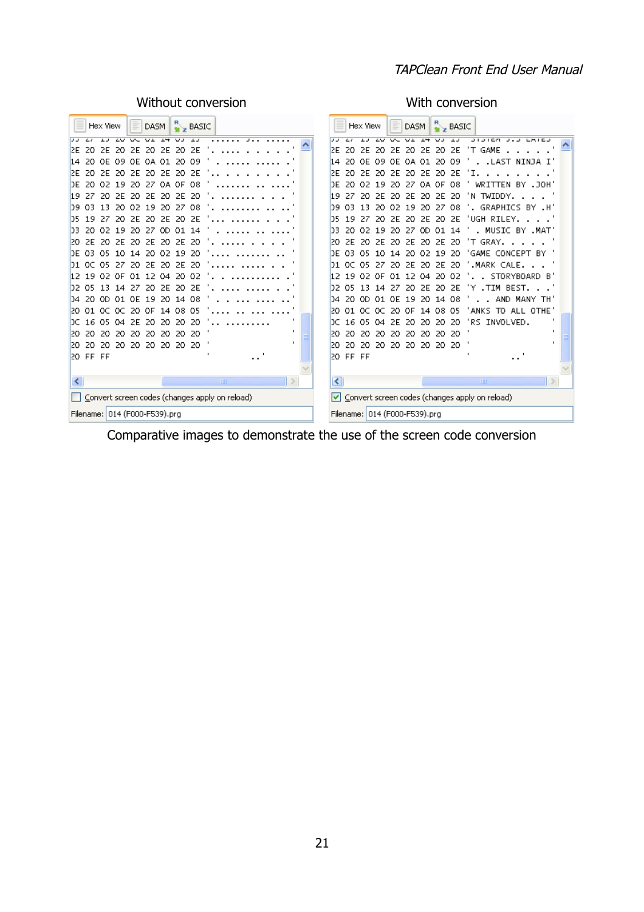Without conversion

```
2E 20 2E 20 2E 20 2E 20 2E  '. . . . . . . . .'
14 20 0E 09 0E 0A 01 20 09  ' . . . . . . . . .'
2E 20 2E 20 2E 20 2E 20 2E  '. . . . . . . . .'
0E 20 02 19 20 27 0A 0F 08  ' . . . . . . . . .'
19 27 20 2E 20 2E 20 2E 20  '. . . . . . . . .'
09 03 13 20 02 19 20 27 08  '. . . . . . . . .'
05 19 27 20 2E 20 2E 20 2E  '. . . . . . . . .'
03 20 02 19 20 27 0D 01 14  ' . . . . . . . . .'
20 2E 20 2E 20 2E 20 2E 20  '. . . . . . . . .'
0E 03 05 10 14 20 02 19 20  '. . . . . . . . .'
01 0C 05 27 20 2E 20 2E 20  '. . . . . . . . .'
12 19 02 0F 01 12 04 20 02  '. . . . . . . . .'
02 05 13 14 27 20 2E 20 2E  '. . . . . . . . .'
04 20 0D 01 0E 19 20 14 08  ' . . . . . . . . .'
20 01 0C 0C 20 0F 14 08 05  '. . . . . . . . .'
0C 16 05 04 2E 20 20 20 20  '. . . . . . . . .'
20 20 20 20 20 20 20 20 20  '                 '
20 20 20 20 20 20 20 20 20  '                 '
20 FF FF                    '            . .'
```

Convert screen codes (changes apply on reload)

Filename: 014 (F000-F539).prg

With conversion

```
2E 20 2E 20 2E 20 2E 20 2E  'T GAME . . . . .'
14 20 0E 09 0E 0A 01 20 09  ' . .LAST NINJA I'
2E 20 2E 20 2E 20 2E 20 2E  'I. . . . . . . .'
0E 20 02 19 20 27 0A 0F 08  ' WRITTEN BY .JOH'
19 27 20 2E 20 2E 20 2E 20  'N TWIDDY. . . . '
09 03 13 20 02 19 20 27 08  '. GRAPHICS BY .H'
05 19 27 20 2E 20 2E 20 2E  'UGH RILEY. . . .'
03 20 02 19 20 27 0D 01 14  ' . MUSIC BY .MAT'
20 2E 20 2E 20 2E 20 2E 20  'T GRAY. . . . . '
0E 03 05 10 14 20 02 19 20  'GAME CONCEPT BY '
01 0C 05 27 20 2E 20 2E 20  '.MARK CALE. . . '
12 19 02 0F 01 12 04 20 02  '. . STORYBOARD B'
02 05 13 14 27 20 2E 20 2E  'Y .TIM BEST. . .'
04 20 0D 01 0E 19 20 14 08  ' . . AND MANY TH'
20 01 0C 0C 20 0F 14 08 05  'ANKS TO ALL OTHE'
0C 16 05 04 2E 20 20 20 20  'RS INVOLVED.    '
20 20 20 20 20 20 20 20 20  '                 '
20 20 20 20 20 20 20 20 20  '                 '
20 FF FF                    '            . .'
```

Convert screen codes (changes apply on reload)

Filename: 014 (F000-F539).prg

Comparative images to demonstrate the use of the screen code conversion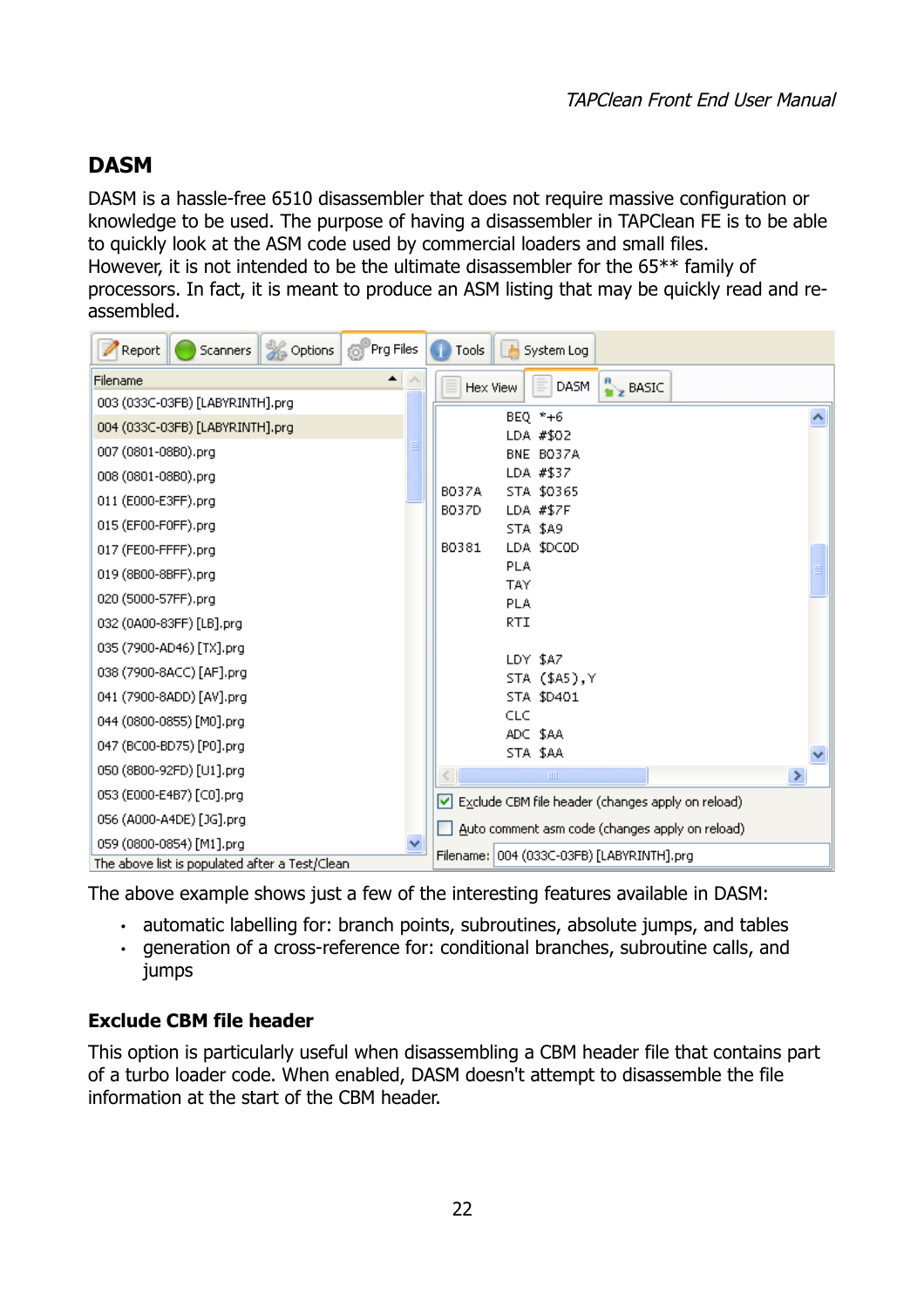## DASM

DASM is a hassle-free 6510 disassembler that does not require massive configuration or knowledge to be used. The purpose of having a disassembler in TAPClean FE is to be able to quickly look at the ASM code used by commercial loaders and small files.
However, it is not intended to be the ultimate disassembler for the 65** family of processors. In fact, it is meant to produce an ASM listing that may be quickly read and re-assembled.

The above example shows just a few of the interesting features available in DASM:

- automatic labelling for: branch points, subroutines, absolute jumps, and tables
- generation of a cross-reference for: conditional branches, subroutine calls, and jumps

### Exclude CBM file header

This option is particularly useful when disassembling a CBM header file that contains part of a turbo loader code. When enabled, DASM doesn't attempt to disassemble the file information at the start of the CBM header.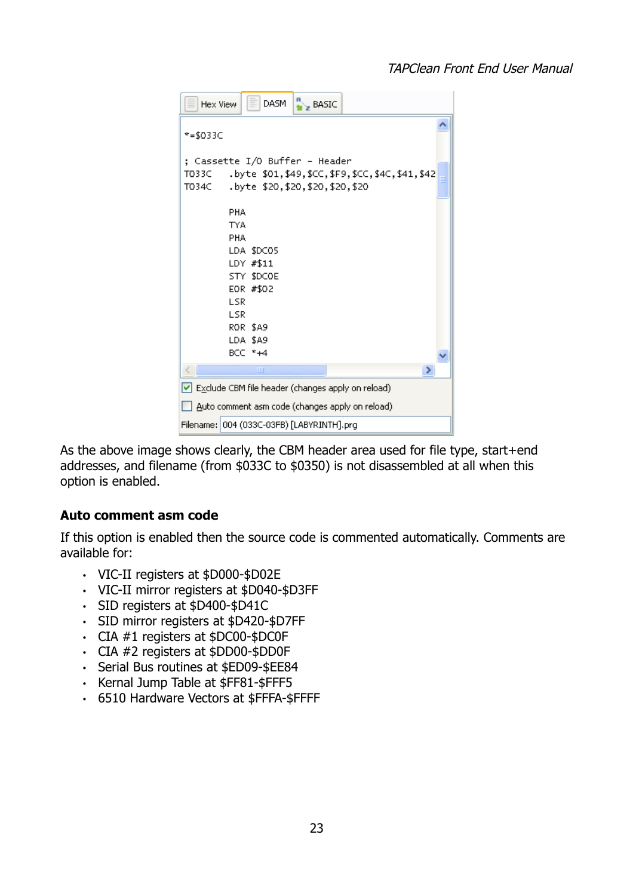```
*=$033C

; Cassette I/O Buffer - Header
T033C    .byte $01,$49,$CC,$F9,$CC,$4C,$41,$42
T034C    .byte $20,$20,$20,$20,$20

         PHA
         TYA
         PHA
         LDA $DC05
         LDY #$11
         STY $DC0E
         EOR #$02
         LSR
         LSR
         ROR $A9
         LDA $A9
         BCC *+4
```

Hex View | DASM | BASIC

☑ Exclude CBM file header (changes apply on reload)

☐ Auto comment asm code (changes apply on reload)

Filename: 004 (033C-03FB) [LABYRINTH].prg

As the above image shows clearly, the CBM header area used for file type, start+end addresses, and filename (from $033C to $0350) is not disassembled at all when this option is enabled.

### Auto comment asm code

If this option is enabled then the source code is commented automatically. Comments are available for:

- VIC-II registers at $D000-$D02E
- VIC-II mirror registers at $D040-$D3FF
- SID registers at $D400-$D41C
- SID mirror registers at $D420-$D7FF
- CIA #1 registers at $DC00-$DC0F
- CIA #2 registers at $DD00-$DD0F
- Serial Bus routines at $ED09-$EE84
- Kernal Jump Table at $FF81-$FFF5
- 6510 Hardware Vectors at $FFFA-$FFFF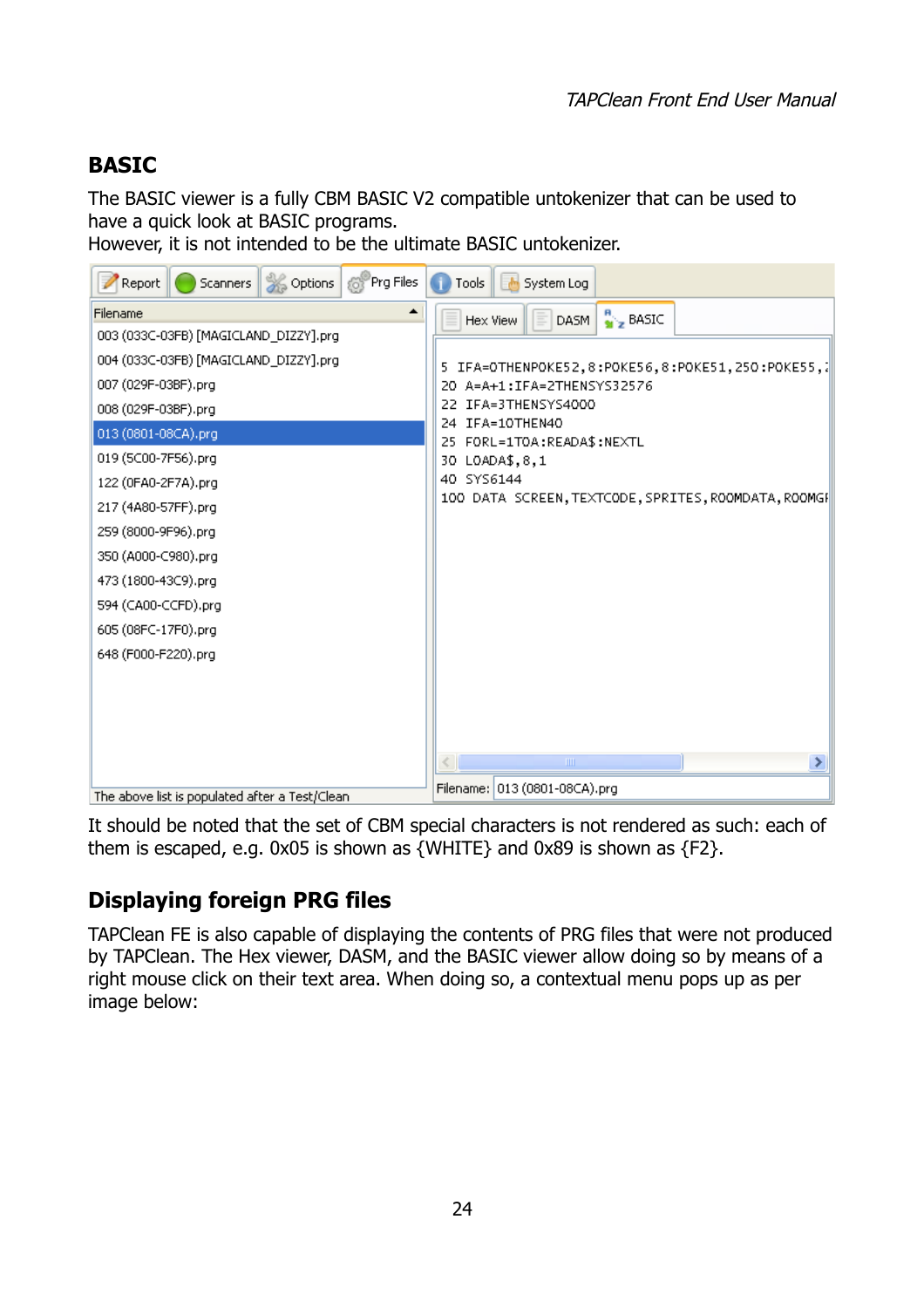## BASIC

The BASIC viewer is a fully CBM BASIC V2 compatible untokenizer that can be used to have a quick look at BASIC programs.
However, it is not intended to be the ultimate BASIC untokenizer.

It should be noted that the set of CBM special characters is not rendered as such: each of them is escaped, e.g. 0x05 is shown as {WHITE} and 0x89 is shown as {F2}.

## Displaying foreign PRG files

TAPClean FE is also capable of displaying the contents of PRG files that were not produced by TAPClean. The Hex viewer, DASM, and the BASIC viewer allow doing so by means of a right mouse click on their text area. When doing so, a contextual menu pops up as per image below: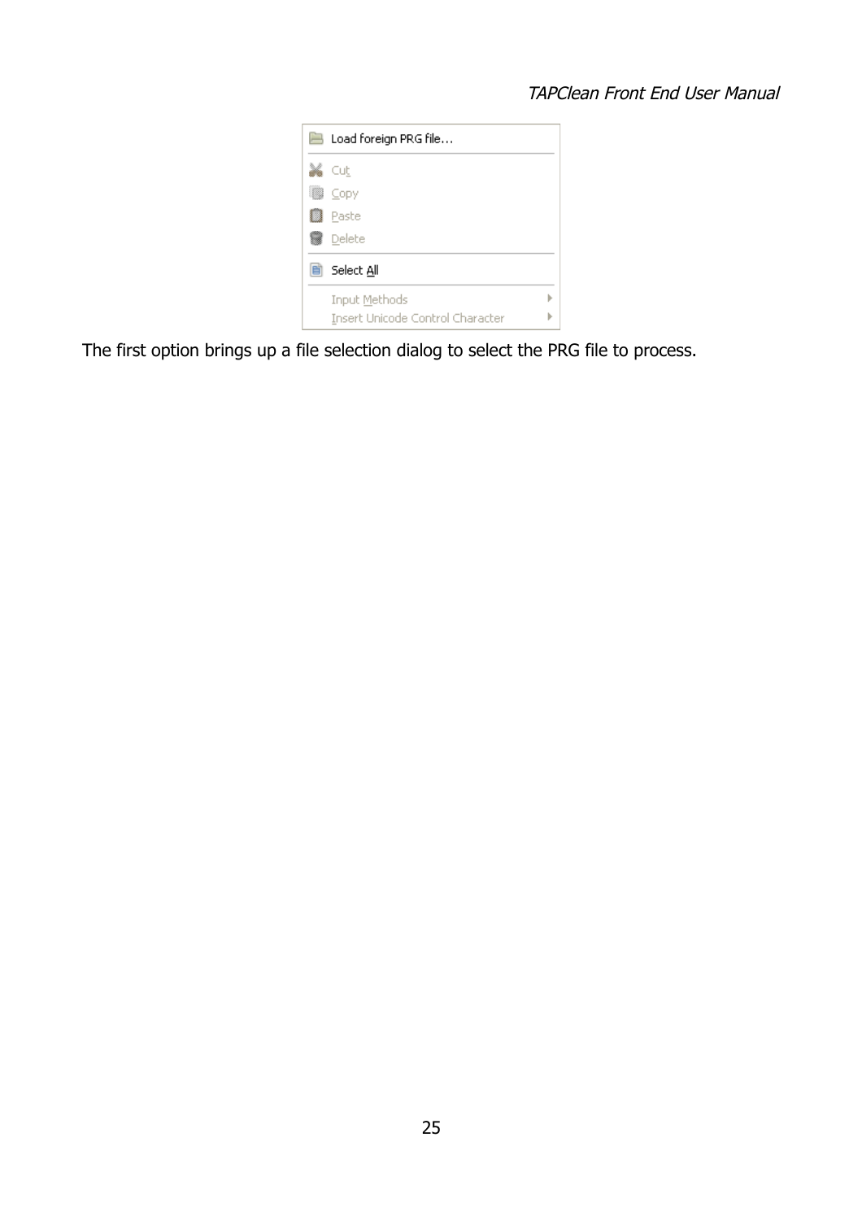The first option brings up a file selection dialog to select the PRG file to process.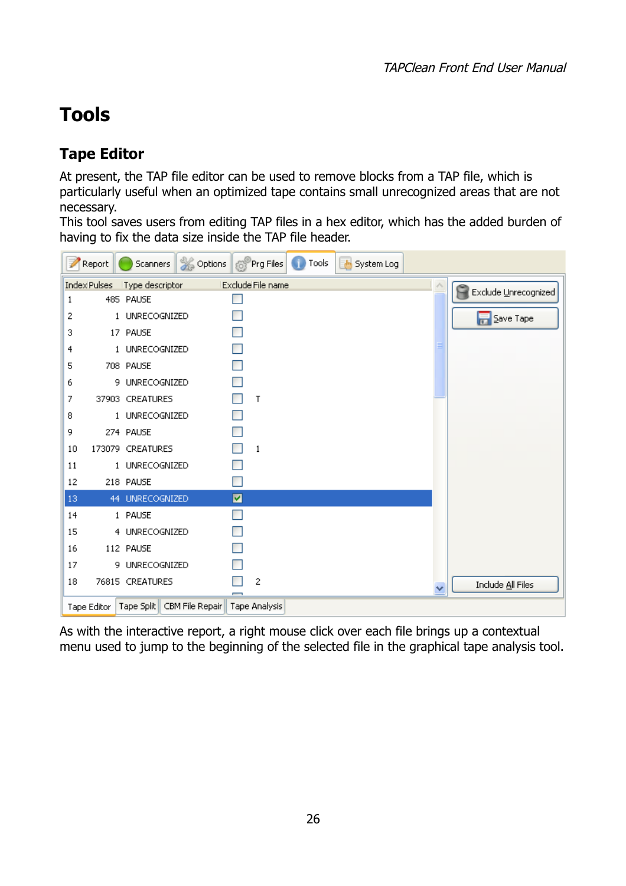# Tools

## Tape Editor

At present, the TAP file editor can be used to remove blocks from a TAP file, which is particularly useful when an optimized tape contains small unrecognized areas that are not necessary.
This tool saves users from editing TAP files in a hex editor, which has the added burden of having to fix the data size inside the TAP file header.

As with the interactive report, a right mouse click over each file brings up a contextual menu used to jump to the beginning of the selected file in the graphical tape analysis tool.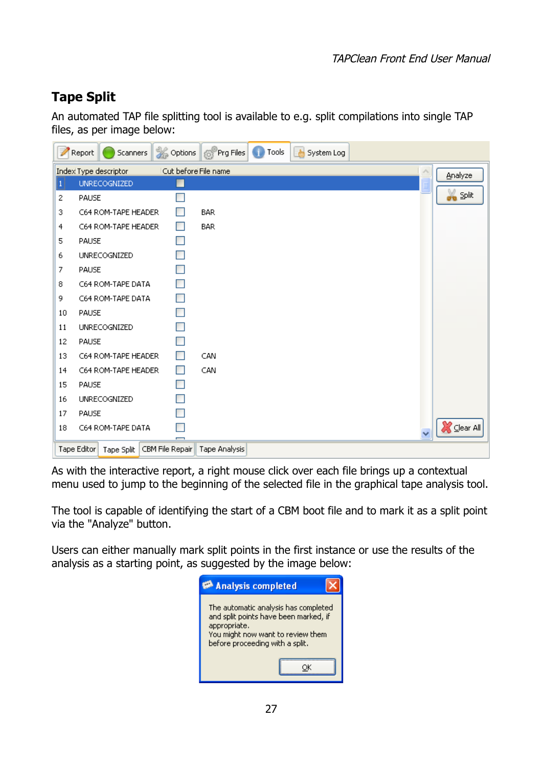## Tape Split

An automated TAP file splitting tool is available to e.g. split compilations into single TAP files, as per image below:

As with the interactive report, a right mouse click over each file brings up a contextual menu used to jump to the beginning of the selected file in the graphical tape analysis tool.

The tool is capable of identifying the start of a CBM boot file and to mark it as a split point via the "Analyze" button.

Users can either manually mark split points in the first instance or use the results of the analysis as a starting point, as suggested by the image below: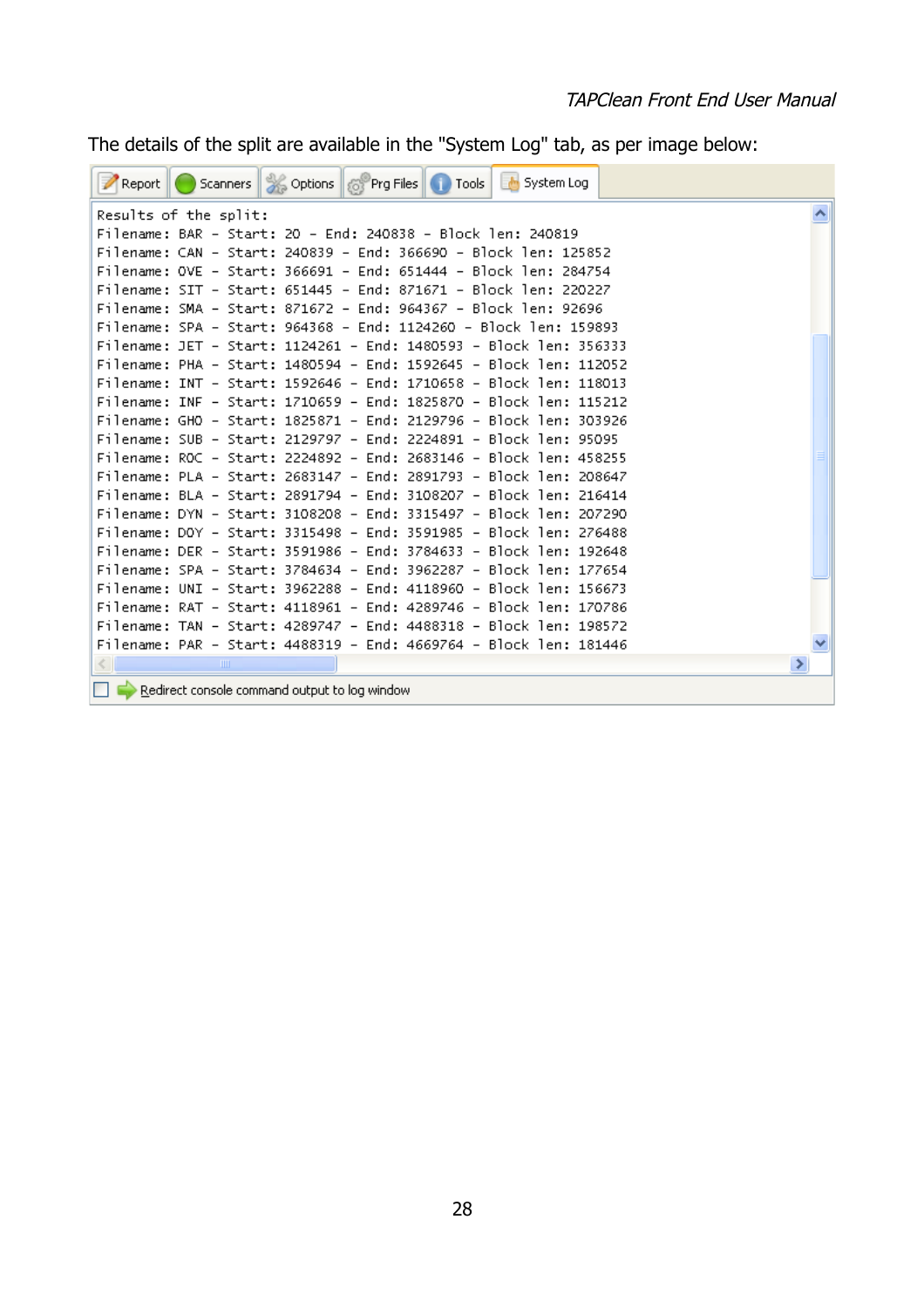The details of the split are available in the "System Log" tab, as per image below:

Report | Scanners | Options | Prg Files | Tools | System Log

```
Results of the split:
Filename: BAR - Start: 20 - End: 240838 - Block len: 240819
Filename: CAN - Start: 240839 - End: 366690 - Block len: 125852
Filename: OVE - Start: 366691 - End: 651444 - Block len: 284754
Filename: SIT - Start: 651445 - End: 871671 - Block len: 220227
Filename: SMA - Start: 871672 - End: 964367 - Block len: 92696
Filename: SPA - Start: 964368 - End: 1124260 - Block len: 159893
Filename: JET - Start: 1124261 - End: 1480593 - Block len: 356333
Filename: PHA - Start: 1480594 - End: 1592645 - Block len: 112052
Filename: INT - Start: 1592646 - End: 1710658 - Block len: 118013
Filename: INF - Start: 1710659 - End: 1825870 - Block len: 115212
Filename: GHO - Start: 1825871 - End: 2129796 - Block len: 303926
Filename: SUB - Start: 2129797 - End: 2224891 - Block len: 95095
Filename: ROC - Start: 2224892 - End: 2683146 - Block len: 458255
Filename: PLA - Start: 2683147 - End: 2891793 - Block len: 208647
Filename: BLA - Start: 2891794 - End: 3108207 - Block len: 216414
Filename: DYN - Start: 3108208 - End: 3315497 - Block len: 207290
Filename: DOY - Start: 3315498 - End: 3591985 - Block len: 276488
Filename: DER - Start: 3591986 - End: 3784633 - Block len: 192648
Filename: SPA - Start: 3784634 - End: 3962287 - Block len: 177654
Filename: UNI - Start: 3962288 - End: 4118960 - Block len: 156673
Filename: RAT - Start: 4118961 - End: 4289746 - Block len: 170786
Filename: TAN - Start: 4289747 - End: 4488318 - Block len: 198572
Filename: PAR - Start: 4488319 - End: 4669764 - Block len: 181446
```

☐ Redirect console command output to log window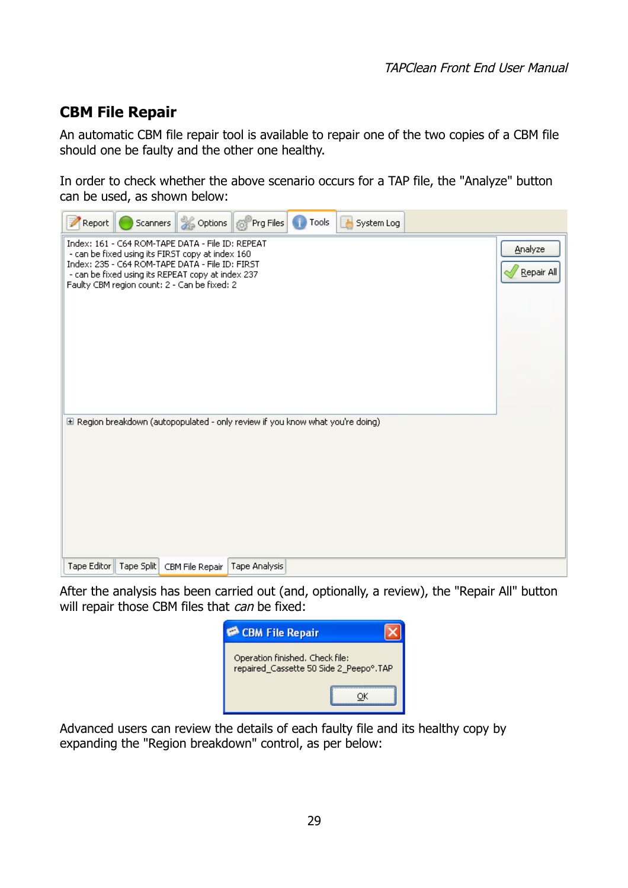## CBM File Repair

An automatic CBM file repair tool is available to repair one of the two copies of a CBM file should one be faulty and the other one healthy.

In order to check whether the above scenario occurs for a TAP file, the "Analyze" button can be used, as shown below:

After the analysis has been carried out (and, optionally, a review), the "Repair All" button will repair those CBM files that *can* be fixed:

Advanced users can review the details of each faulty file and its healthy copy by expanding the "Region breakdown" control, as per below: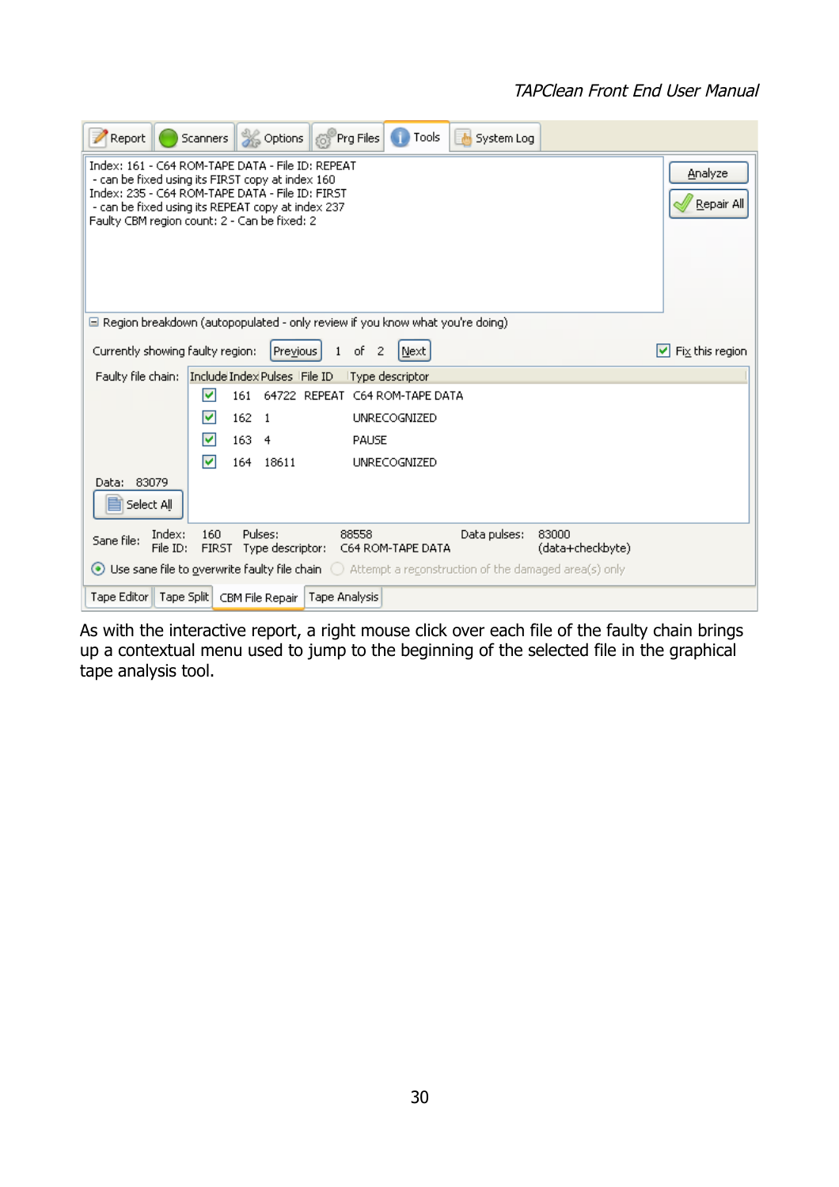As with the interactive report, a right mouse click over each file of the faulty chain brings up a contextual menu used to jump to the beginning of the selected file in the graphical tape analysis tool.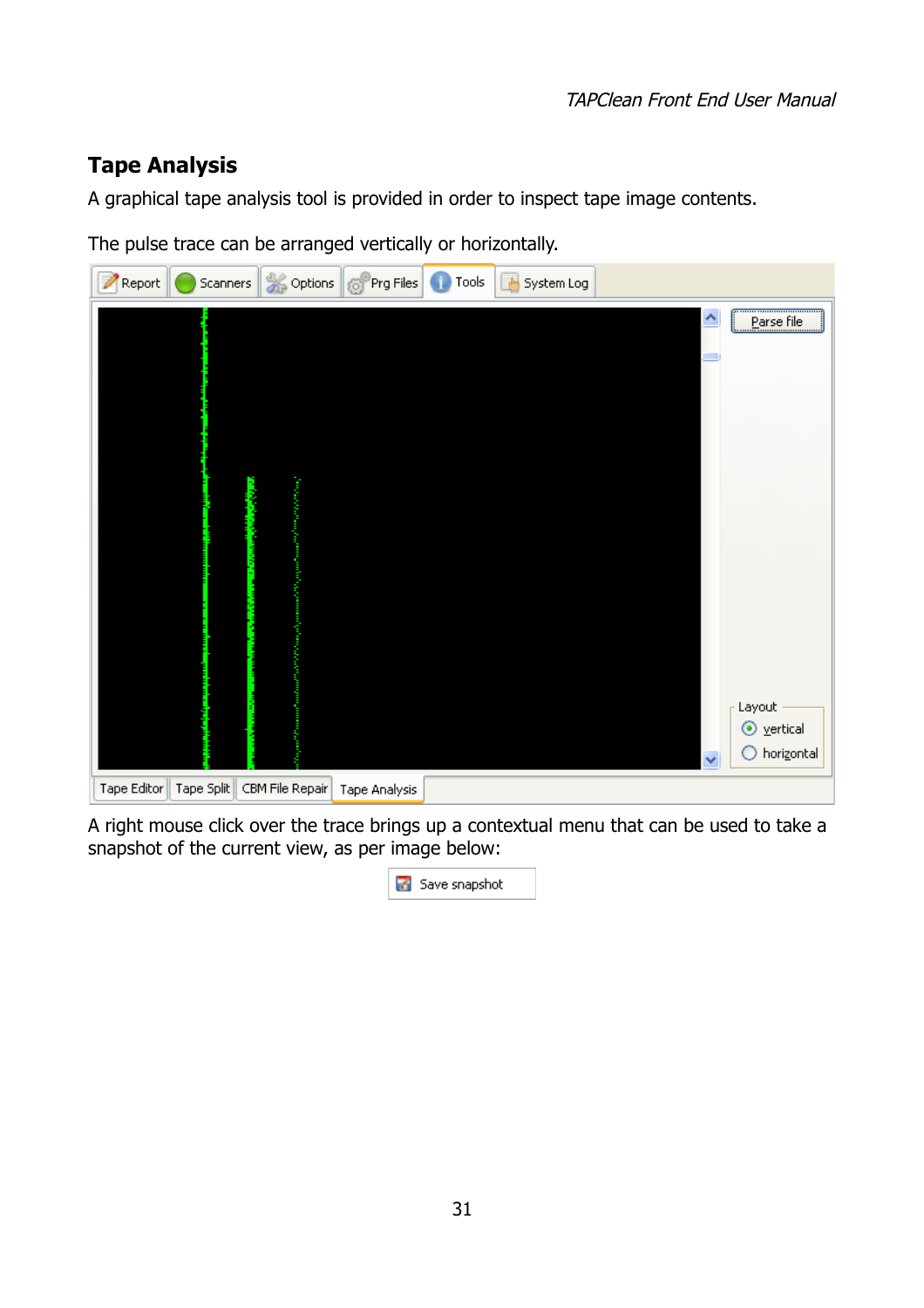## Tape Analysis

A graphical tape analysis tool is provided in order to inspect tape image contents.

The pulse trace can be arranged vertically or horizontally.

A right mouse click over the trace brings up a contextual menu that can be used to take a snapshot of the current view, as per image below: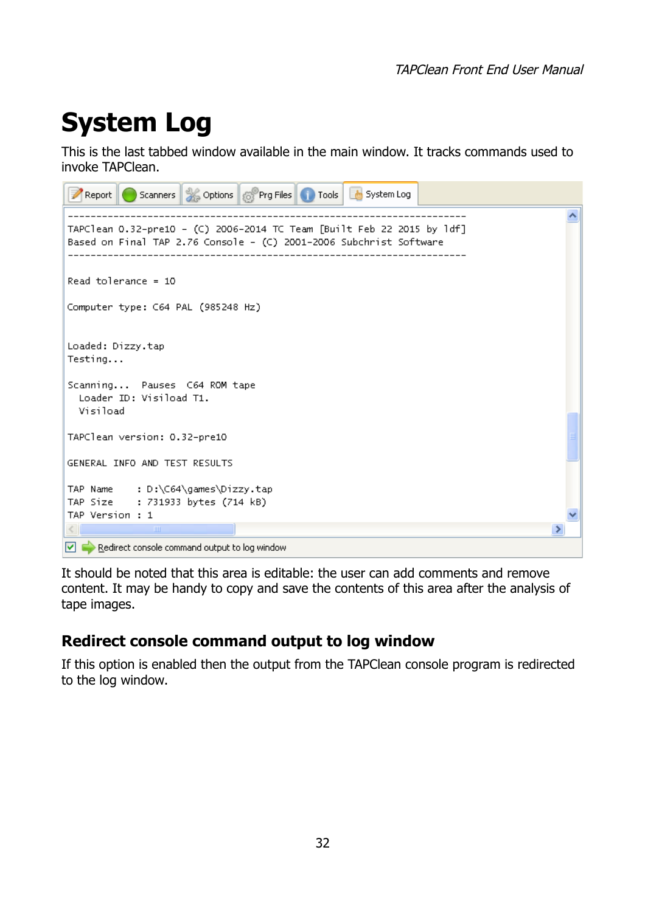# System Log

This is the last tabbed window available in the main window. It tracks commands used to invoke TAPClean.

It should be noted that this area is editable: the user can add comments and remove content. It may be handy to copy and save the contents of this area after the analysis of tape images.

## Redirect console command output to log window

If this option is enabled then the output from the TAPClean console program is redirected to the log window.